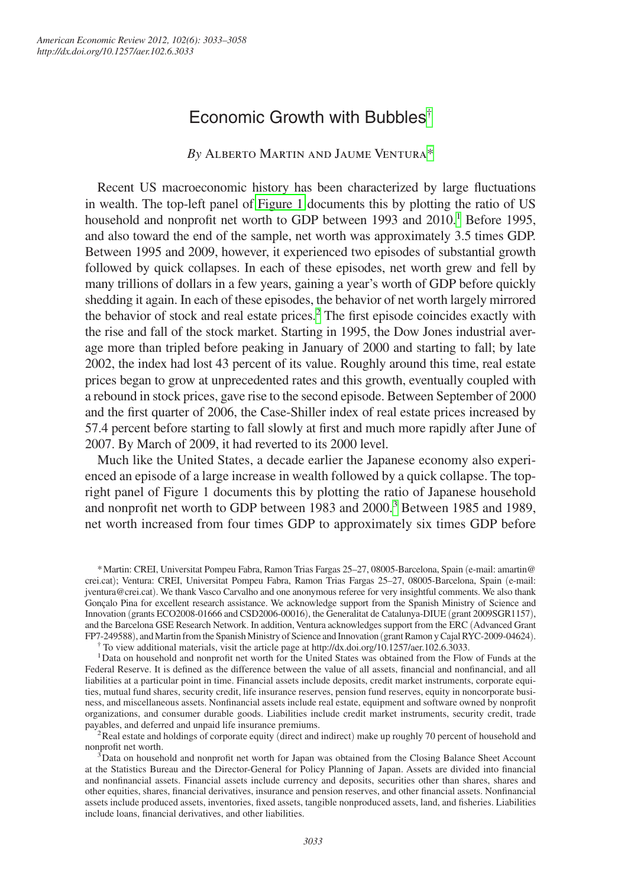# Economic Growth with Bubbles[†]

*By* Alberto Martin and Jaume Ventura[*]

Recent US macroeconomic history has been characterized by large fluctuations in wealth. The top-left panel of Figure 1 documents this by plotting the ratio of US household and nonprofit net worth to GDP between 1993 and 2010.[1] Before 1995, and also toward the end of the sample, net worth was approximately 3.5 times GDP. Between 1995 and 2009, however, it experienced two episodes of substantial growth followed by quick collapses. In each of these episodes, net worth grew and fell by many trillions of dollars in a few years, gaining a year's worth of GDP before quickly shedding it again. In each of these episodes, the behavior of net worth largely mirrored the behavior of stock and real estate prices.[2] The first episode coincides exactly with the rise and fall of the stock market. Starting in 1995, the Dow Jones industrial average more than tripled before peaking in January of 2000 and starting to fall; by late 2002, the index had lost 43 percent of its value. Roughly around this time, real estate prices began to grow at unprecedented rates and this growth, eventually coupled with a rebound in stock prices, gave rise to the second episode. Between September of 2000 and the first quarter of 2006, the Case-Shiller index of real estate prices increased by 57.4 percent before starting to fall slowly at first and much more rapidly after June of 2007. By March of 2009, it had reverted to its 2000 level.

Much like the United States, a decade earlier the Japanese economy also experienced an episode of a large increase in wealth followed by a quick collapse. The top-right panel of Figure 1 documents this by plotting the ratio of Japanese household and nonprofit net worth to GDP between 1983 and 2000.[3] Between 1985 and 1989, net worth increased from four times GDP to approximately six times GDP before

[*] Martin: CREI, Universitat Pompeu Fabra, Ramon Trias Fargas 25–27, 08005-Barcelona, Spain (e-mail: amartin@crei.cat); Ventura: CREI, Universitat Pompeu Fabra, Ramon Trias Fargas 25–27, 08005-Barcelona, Spain (e-mail: jventura@crei.cat). We thank Vasco Carvalho and one anonymous referee for very insightful comments. We also thank Gonçalo Pina for excellent research assistance. We acknowledge support from the Spanish Ministry of Science and Innovation (grants ECO2008-01666 and CSD2006-00016), the Generalitat de Catalunya-DIUE (grant 2009SGR1157), and the Barcelona GSE Research Network. In addition, Ventura acknowledges support from the ERC (Advanced Grant FP7-249588), and Martin from the Spanish Ministry of Science and Innovation (grant Ramon y Cajal RYC-2009-04624).

[†] To view additional materials, visit the article page at http://dx.doi.org/10.1257/aer.102.6.3033.

[1] Data on household and nonprofit net worth for the United States was obtained from the Flow of Funds at the Federal Reserve. It is defined as the difference between the value of all assets, financial and nonfinancial, and all liabilities at a particular point in time. Financial assets include deposits, credit market instruments, corporate equities, mutual fund shares, security credit, life insurance reserves, pension fund reserves, equity in noncorporate business, and miscellaneous assets. Nonfinancial assets include real estate, equipment and software owned by nonprofit organizations, and consumer durable goods. Liabilities include credit market instruments, security credit, trade payables, and deferred and unpaid life insurance premiums.

[2] Real estate and holdings of corporate equity (direct and indirect) make up roughly 70 percent of household and nonprofit net worth.

[3] Data on household and nonprofit net worth for Japan was obtained from the Closing Balance Sheet Account at the Statistics Bureau and the Director-General for Policy Planning of Japan. Assets are divided into financial and nonfinancial assets. Financial assets include currency and deposits, securities other than shares, shares and other equities, shares, financial derivatives, insurance and pension reserves, and other financial assets. Nonfinancial assets include produced assets, inventories, fixed assets, tangible nonproduced assets, land, and fisheries. Liabilities include loans, financial derivatives, and other liabilities.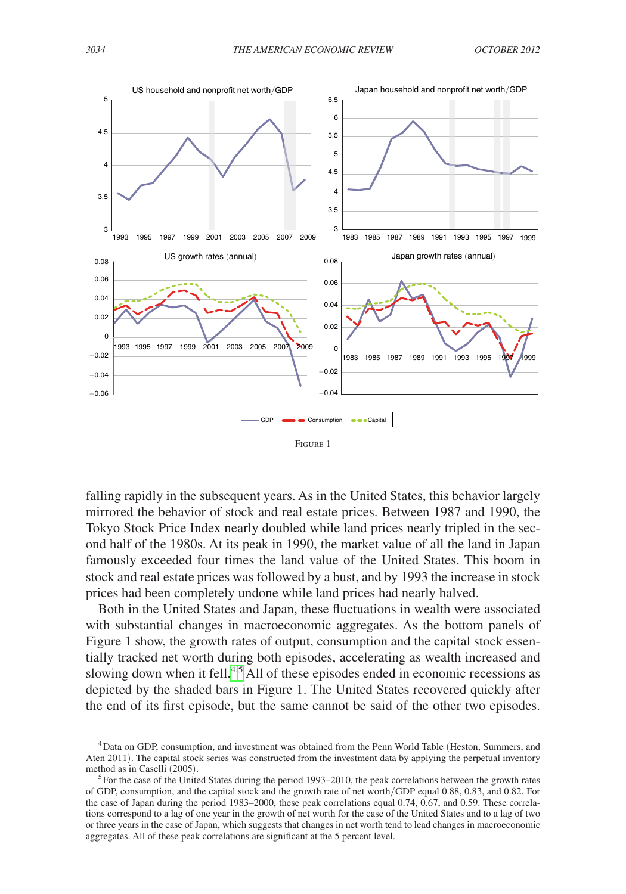US household and nonprofit net worth/GDP

5
4.5
4
3.5
3

1993 1995 1997 1999 2001 2003 2005 2007 2009

Japan household and nonprofit net worth/GDP

6.5
6
5.5
5
4.5
4
3.5
3

1983 1985 1987 1989 1991 1993 1995 1997 1999

US growth rates (annual)

0.08
0.06
0.04
0.02
0
−0.02
−0.04
−0.06

1993 1995 1997 1999 2001 2003 2005 2007 2009

Japan growth rates (annual)

0.08
0.06
0.04
0.02
0
−0.02
−0.04

1983 1985 1987 1989 1991 1993 1995 1997 1999

GDP Consumption Capital

Figure 1

falling rapidly in the subsequent years. As in the United States, this behavior largely mirrored the behavior of stock and real estate prices. Between 1987 and 1990, the Tokyo Stock Price Index nearly doubled while land prices nearly tripled in the second half of the 1980s. At its peak in 1990, the market value of all the land in Japan famously exceeded four times the land value of the United States. This boom in stock and real estate prices was followed by a bust, and by 1993 the increase in stock prices had been completely undone while land prices had nearly halved.

Both in the United States and Japan, these fluctuations in wealth were associated with substantial changes in macroeconomic aggregates. As the bottom panels of Figure 1 show, the growth rates of output, consumption and the capital stock essentially tracked net worth during both episodes, accelerating as wealth increased and slowing down when it fell.[4,5] All of these episodes ended in economic recessions as depicted by the shaded bars in Figure 1. The United States recovered quickly after the end of its first episode, but the same cannot be said of the other two episodes.

[4] Data on GDP, consumption, and investment was obtained from the Penn World Table (Heston, Summers, and Aten 2011). The capital stock series was constructed from the investment data by applying the perpetual inventory method as in Caselli (2005).

[5] For the case of the United States during the period 1993–2010, the peak correlations between the growth rates of GDP, consumption, and the capital stock and the growth rate of net worth/GDP equal 0.88, 0.83, and 0.82. For the case of Japan during the period 1983–2000, these peak correlations equal 0.74, 0.67, and 0.59. These correlations correspond to a lag of one year in the growth of net worth for the case of the United States and to a lag of two or three years in the case of Japan, which suggests that changes in net worth tend to lead changes in macroeconomic aggregates. All of these peak correlations are significant at the 5 percent level.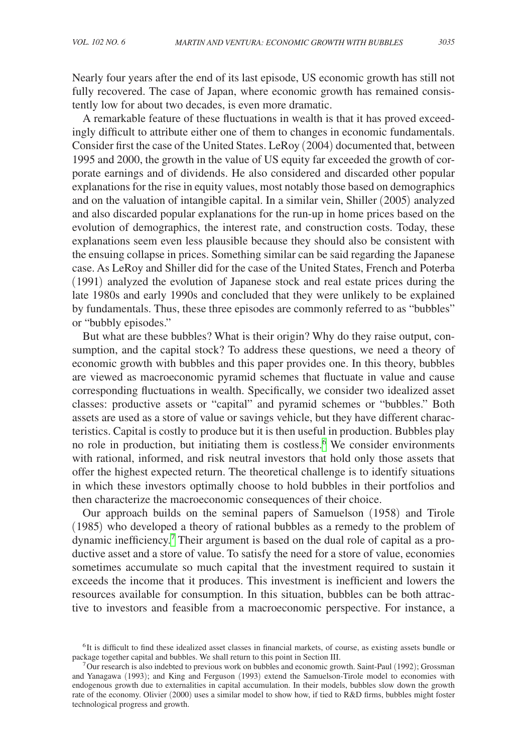Nearly four years after the end of its last episode, US economic growth has still not fully recovered. The case of Japan, where economic growth has remained consistently low for about two decades, is even more dramatic.

A remarkable feature of these fluctuations in wealth is that it has proved exceedingly difficult to attribute either one of them to changes in economic fundamentals. Consider first the case of the United States. LeRoy (2004) documented that, between 1995 and 2000, the growth in the value of US equity far exceeded the growth of corporate earnings and of dividends. He also considered and discarded other popular explanations for the rise in equity values, most notably those based on demographics and on the valuation of intangible capital. In a similar vein, Shiller (2005) analyzed and also discarded popular explanations for the run-up in home prices based on the evolution of demographics, the interest rate, and construction costs. Today, these explanations seem even less plausible because they should also be consistent with the ensuing collapse in prices. Something similar can be said regarding the Japanese case. As LeRoy and Shiller did for the case of the United States, French and Poterba (1991) analyzed the evolution of Japanese stock and real estate prices during the late 1980s and early 1990s and concluded that they were unlikely to be explained by fundamentals. Thus, these three episodes are commonly referred to as "bubbles" or "bubbly episodes."

But what are these bubbles? What is their origin? Why do they raise output, consumption, and the capital stock? To address these questions, we need a theory of economic growth with bubbles and this paper provides one. In this theory, bubbles are viewed as macroeconomic pyramid schemes that fluctuate in value and cause corresponding fluctuations in wealth. Specifically, we consider two idealized asset classes: productive assets or "capital" and pyramid schemes or "bubbles." Both assets are used as a store of value or savings vehicle, but they have different characteristics. Capital is costly to produce but it is then useful in production. Bubbles play no role in production, but initiating them is costless.[6] We consider environments with rational, informed, and risk neutral investors that hold only those assets that offer the highest expected return. The theoretical challenge is to identify situations in which these investors optimally choose to hold bubbles in their portfolios and then characterize the macroeconomic consequences of their choice.

Our approach builds on the seminal papers of Samuelson (1958) and Tirole (1985) who developed a theory of rational bubbles as a remedy to the problem of dynamic inefficiency.[7] Their argument is based on the dual role of capital as a productive asset and a store of value. To satisfy the need for a store of value, economies sometimes accumulate so much capital that the investment required to sustain it exceeds the income that it produces. This investment is inefficient and lowers the resources available for consumption. In this situation, bubbles can be both attractive to investors and feasible from a macroeconomic perspective. For instance, a

[6] It is difficult to find these idealized asset classes in financial markets, of course, as existing assets bundle or package together capital and bubbles. We shall return to this point in Section III.

[7] Our research is also indebted to previous work on bubbles and economic growth. Saint-Paul (1992); Grossman and Yanagawa (1993); and King and Ferguson (1993) extend the Samuelson-Tirole model to economies with endogenous growth due to externalities in capital accumulation. In their models, bubbles slow down the growth rate of the economy. Olivier (2000) uses a similar model to show how, if tied to R&D firms, bubbles might foster technological progress and growth.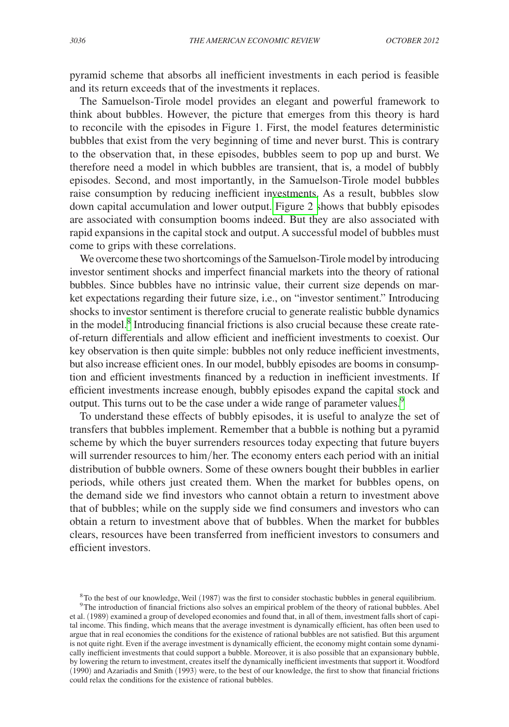pyramid scheme that absorbs all inefficient investments in each period is feasible and its return exceeds that of the investments it replaces.

The Samuelson-Tirole model provides an elegant and powerful framework to think about bubbles. However, the picture that emerges from this theory is hard to reconcile with the episodes in Figure 1. First, the model features deterministic bubbles that exist from the very beginning of time and never burst. This is contrary to the observation that, in these episodes, bubbles seem to pop up and burst. We therefore need a model in which bubbles are transient, that is, a model of bubbly episodes. Second, and most importantly, in the Samuelson-Tirole model bubbles raise consumption by reducing inefficient investments. As a result, bubbles slow down capital accumulation and lower output. Figure 2 shows that bubbly episodes are associated with consumption booms indeed. But they are also associated with rapid expansions in the capital stock and output. A successful model of bubbles must come to grips with these correlations.

We overcome these two shortcomings of the Samuelson-Tirole model by introducing investor sentiment shocks and imperfect financial markets into the theory of rational bubbles. Since bubbles have no intrinsic value, their current size depends on market expectations regarding their future size, i.e., on "investor sentiment." Introducing shocks to investor sentiment is therefore crucial to generate realistic bubble dynamics in the model.[8] Introducing financial frictions is also crucial because these create rate-of-return differentials and allow efficient and inefficient investments to coexist. Our key observation is then quite simple: bubbles not only reduce inefficient investments, but also increase efficient ones. In our model, bubbly episodes are booms in consumption and efficient investments financed by a reduction in inefficient investments. If efficient investments increase enough, bubbly episodes expand the capital stock and output. This turns out to be the case under a wide range of parameter values.[9]

To understand these effects of bubbly episodes, it is useful to analyze the set of transfers that bubbles implement. Remember that a bubble is nothing but a pyramid scheme by which the buyer surrenders resources today expecting that future buyers will surrender resources to him/her. The economy enters each period with an initial distribution of bubble owners. Some of these owners bought their bubbles in earlier periods, while others just created them. When the market for bubbles opens, on the demand side we find investors who cannot obtain a return to investment above that of bubbles; while on the supply side we find consumers and investors who can obtain a return to investment above that of bubbles. When the market for bubbles clears, resources have been transferred from inefficient investors to consumers and efficient investors.

[8] To the best of our knowledge, Weil (1987) was the first to consider stochastic bubbles in general equilibrium.

[9] The introduction of financial frictions also solves an empirical problem of the theory of rational bubbles. Abel et al. (1989) examined a group of developed economies and found that, in all of them, investment falls short of capital income. This finding, which means that the average investment is dynamically efficient, has often been used to argue that in real economies the conditions for the existence of rational bubbles are not satisfied. But this argument is not quite right. Even if the average investment is dynamically efficient, the economy might contain some dynamically inefficient investments that could support a bubble. Moreover, it is also possible that an expansionary bubble, by lowering the return to investment, creates itself the dynamically inefficient investments that support it. Woodford (1990) and Azariadis and Smith (1993) were, to the best of our knowledge, the first to show that financial frictions could relax the conditions for the existence of rational bubbles.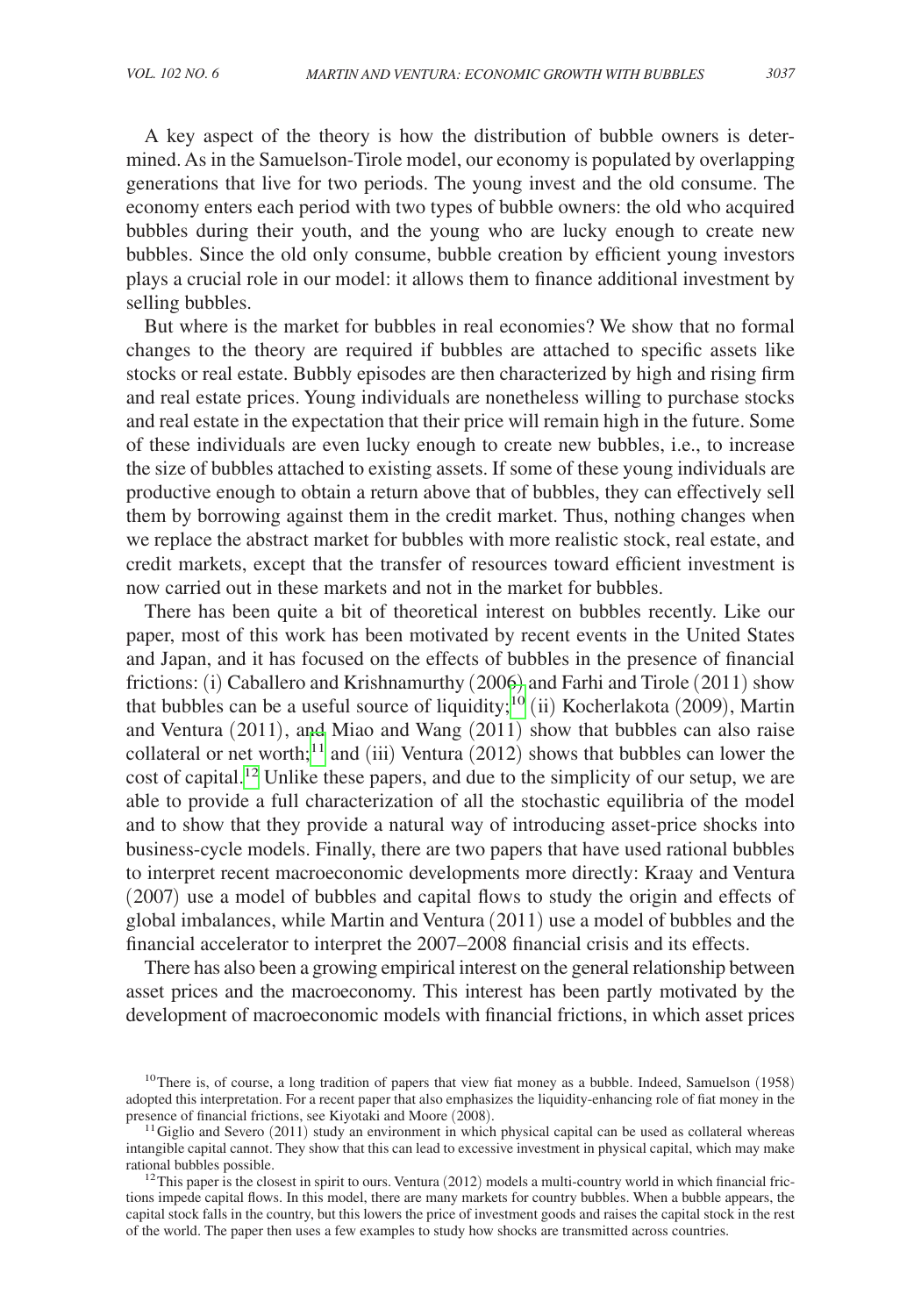A key aspect of the theory is how the distribution of bubble owners is determined. As in the Samuelson-Tirole model, our economy is populated by overlapping generations that live for two periods. The young invest and the old consume. The economy enters each period with two types of bubble owners: the old who acquired bubbles during their youth, and the young who are lucky enough to create new bubbles. Since the old only consume, bubble creation by efficient young investors plays a crucial role in our model: it allows them to finance additional investment by selling bubbles.

But where is the market for bubbles in real economies? We show that no formal changes to the theory are required if bubbles are attached to specific assets like stocks or real estate. Bubbly episodes are then characterized by high and rising firm and real estate prices. Young individuals are nonetheless willing to purchase stocks and real estate in the expectation that their price will remain high in the future. Some of these individuals are even lucky enough to create new bubbles, i.e., to increase the size of bubbles attached to existing assets. If some of these young individuals are productive enough to obtain a return above that of bubbles, they can effectively sell them by borrowing against them in the credit market. Thus, nothing changes when we replace the abstract market for bubbles with more realistic stock, real estate, and credit markets, except that the transfer of resources toward efficient investment is now carried out in these markets and not in the market for bubbles.

There has been quite a bit of theoretical interest on bubbles recently. Like our paper, most of this work has been motivated by recent events in the United States and Japan, and it has focused on the effects of bubbles in the presence of financial frictions: (i) Caballero and Krishnamurthy (2006) and Farhi and Tirole (2011) show that bubbles can be a useful source of liquidity;[10] (ii) Kocherlakota (2009), Martin and Ventura (2011), and Miao and Wang (2011) show that bubbles can also raise collateral or net worth;[11] and (iii) Ventura (2012) shows that bubbles can lower the cost of capital.[12] Unlike these papers, and due to the simplicity of our setup, we are able to provide a full characterization of all the stochastic equilibria of the model and to show that they provide a natural way of introducing asset-price shocks into business-cycle models. Finally, there are two papers that have used rational bubbles to interpret recent macroeconomic developments more directly: Kraay and Ventura (2007) use a model of bubbles and capital flows to study the origin and effects of global imbalances, while Martin and Ventura (2011) use a model of bubbles and the financial accelerator to interpret the 2007–2008 financial crisis and its effects.

There has also been a growing empirical interest on the general relationship between asset prices and the macroeconomy. This interest has been partly motivated by the development of macroeconomic models with financial frictions, in which asset prices

[10] There is, of course, a long tradition of papers that view fiat money as a bubble. Indeed, Samuelson (1958) adopted this interpretation. For a recent paper that also emphasizes the liquidity-enhancing role of fiat money in the presence of financial frictions, see Kiyotaki and Moore (2008).

[11] Giglio and Severo (2011) study an environment in which physical capital can be used as collateral whereas intangible capital cannot. They show that this can lead to excessive investment in physical capital, which may make rational bubbles possible.

[12] This paper is the closest in spirit to ours. Ventura (2012) models a multi-country world in which financial frictions impede capital flows. In this model, there are many markets for country bubbles. When a bubble appears, the capital stock falls in the country, but this lowers the price of investment goods and raises the capital stock in the rest of the world. The paper then uses a few examples to study how shocks are transmitted across countries.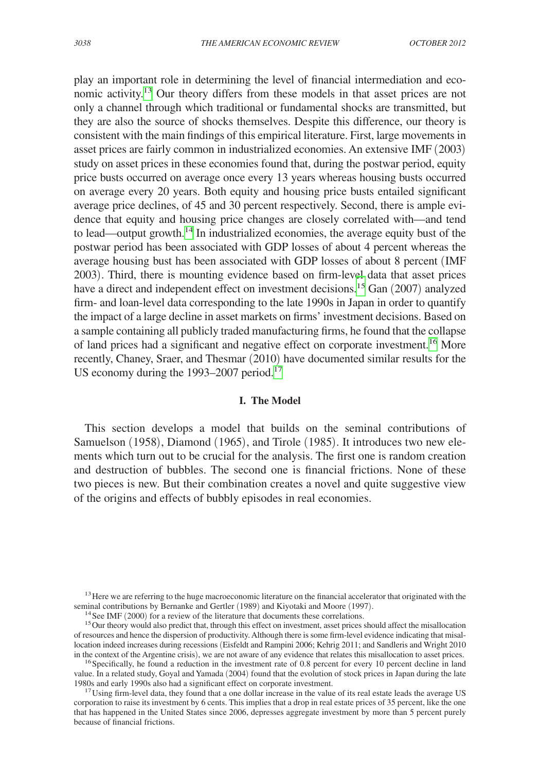play an important role in determining the level of financial intermediation and economic activity.[13] Our theory differs from these models in that asset prices are not only a channel through which traditional or fundamental shocks are transmitted, but they are also the source of shocks themselves. Despite this difference, our theory is consistent with the main findings of this empirical literature. First, large movements in asset prices are fairly common in industrialized economies. An extensive IMF (2003) study on asset prices in these economies found that, during the postwar period, equity price busts occurred on average once every 13 years whereas housing busts occurred on average every 20 years. Both equity and housing price busts entailed significant average price declines, of 45 and 30 percent respectively. Second, there is ample evidence that equity and housing price changes are closely correlated with—and tend to lead—output growth.[14] In industrialized economies, the average equity bust of the postwar period has been associated with GDP losses of about 4 percent whereas the average housing bust has been associated with GDP losses of about 8 percent (IMF 2003). Third, there is mounting evidence based on firm-level data that asset prices have a direct and independent effect on investment decisions.[15] Gan (2007) analyzed firm- and loan-level data corresponding to the late 1990s in Japan in order to quantify the impact of a large decline in asset markets on firms' investment decisions. Based on a sample containing all publicly traded manufacturing firms, he found that the collapse of land prices had a significant and negative effect on corporate investment.[16] More recently, Chaney, Sraer, and Thesmar (2010) have documented similar results for the US economy during the 1993–2007 period.[17]

## I. The Model

This section develops a model that builds on the seminal contributions of Samuelson (1958), Diamond (1965), and Tirole (1985). It introduces two new elements which turn out to be crucial for the analysis. The first one is random creation and destruction of bubbles. The second one is financial frictions. None of these two pieces is new. But their combination creates a novel and quite suggestive view of the origins and effects of bubbly episodes in real economies.

[13] Here we are referring to the huge macroeconomic literature on the financial accelerator that originated with the seminal contributions by Bernanke and Gertler (1989) and Kiyotaki and Moore (1997).

[14] See IMF (2000) for a review of the literature that documents these correlations.

[15] Our theory would also predict that, through this effect on investment, asset prices should affect the misallocation of resources and hence the dispersion of productivity. Although there is some firm-level evidence indicating that misallocation indeed increases during recessions (Eisfeldt and Rampini 2006; Kehrig 2011; and Sandleris and Wright 2010 in the context of the Argentine crisis), we are not aware of any evidence that relates this misallocation to asset prices.

[16] Specifically, he found a reduction in the investment rate of 0.8 percent for every 10 percent decline in land value. In a related study, Goyal and Yamada (2004) found that the evolution of stock prices in Japan during the late 1980s and early 1990s also had a significant effect on corporate investment.

[17] Using firm-level data, they found that a one dollar increase in the value of its real estate leads the average US corporation to raise its investment by 6 cents. This implies that a drop in real estate prices of 35 percent, like the one that has happened in the United States since 2006, depresses aggregate investment by more than 5 percent purely because of financial frictions.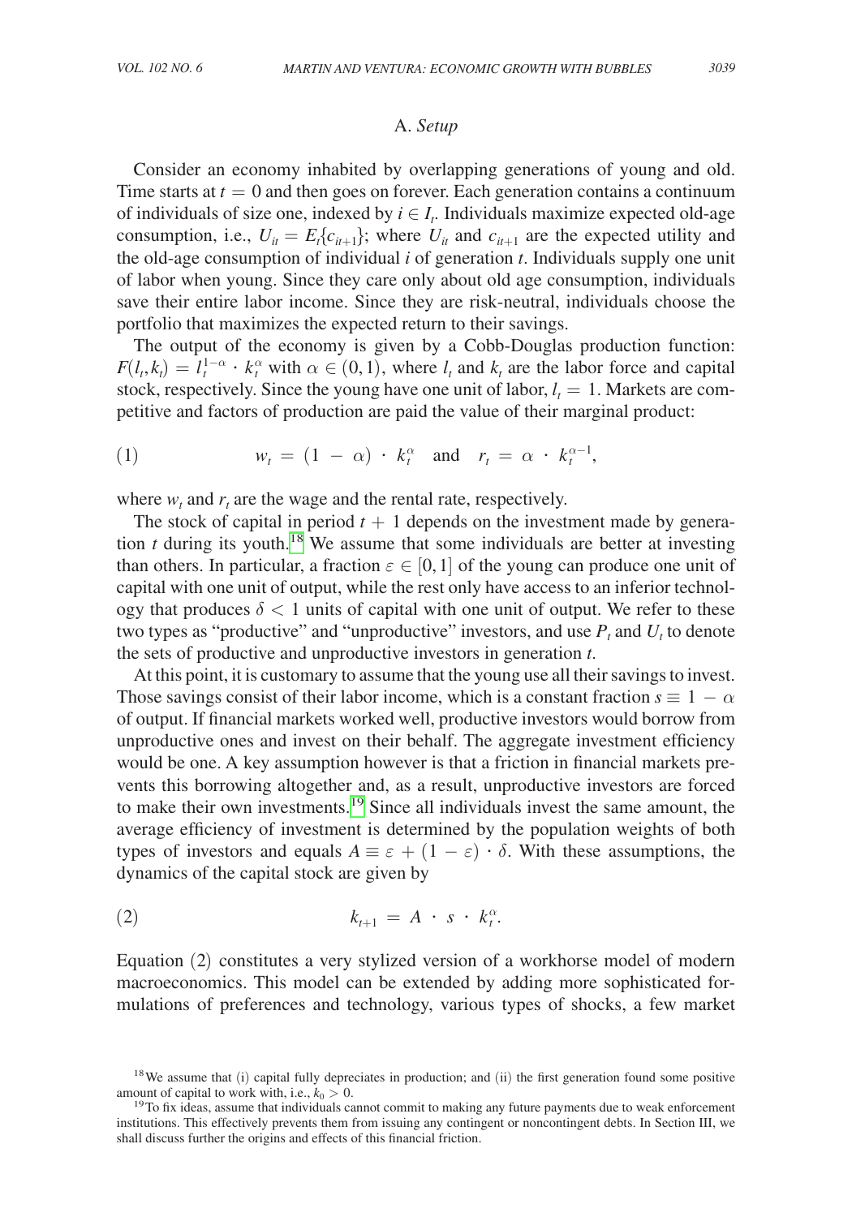### A. *Setup*

Consider an economy inhabited by overlapping generations of young and old. Time starts at $t = 0$ and then goes on forever. Each generation contains a continuum of individuals of size one, indexed by $i \in I_t$. Individuals maximize expected old-age consumption, i.e., $U_{it} = E_t\{c_{it+1}\}$; where $U_{it}$ and $c_{it+1}$ are the expected utility and the old-age consumption of individual $i$ of generation $t$. Individuals supply one unit of labor when young. Since they care only about old age consumption, individuals save their entire labor income. Since they are risk-neutral, individuals choose the portfolio that maximizes the expected return to their savings.

The output of the economy is given by a Cobb-Douglas production function: $F(l_t, k_t) = l_t^{1-\alpha} \cdot k_t^{\alpha}$ with $\alpha \in (0,1)$, where $l_t$ and $k_t$ are the labor force and capital stock, respectively. Since the young have one unit of labor, $l_t = 1$. Markets are competitive and factors of production are paid the value of their marginal product:

$$w_t = (1 - \alpha) \cdot k_t^{\alpha} \quad \text{and} \quad r_t = \alpha \cdot k_t^{\alpha - 1}, \tag{1}$$

where $w_t$ and $r_t$ are the wage and the rental rate, respectively.

The stock of capital in period $t + 1$ depends on the investment made by generation $t$ during its youth.[18] We assume that some individuals are better at investing than others. In particular, a fraction $\varepsilon \in [0,1]$ of the young can produce one unit of capital with one unit of output, while the rest only have access to an inferior technology that produces $\delta < 1$ units of capital with one unit of output. We refer to these two types as "productive" and "unproductive" investors, and use $P_t$ and $U_t$ to denote the sets of productive and unproductive investors in generation $t$.

At this point, it is customary to assume that the young use all their savings to invest. Those savings consist of their labor income, which is a constant fraction $s \equiv 1 - \alpha$ of output. If financial markets worked well, productive investors would borrow from unproductive ones and invest on their behalf. The aggregate investment efficiency would be one. A key assumption however is that a friction in financial markets prevents this borrowing altogether and, as a result, unproductive investors are forced to make their own investments.[19] Since all individuals invest the same amount, the average efficiency of investment is determined by the population weights of both types of investors and equals $A \equiv \varepsilon + (1 - \varepsilon) \cdot \delta$. With these assumptions, the dynamics of the capital stock are given by

$$k_{t+1} = A \cdot s \cdot k_t^{\alpha}. \tag{2}$$

Equation (2) constitutes a very stylized version of a workhorse model of modern macroeconomics. This model can be extended by adding more sophisticated formulations of preferences and technology, various types of shocks, a few market

[18] We assume that (i) capital fully depreciates in production; and (ii) the first generation found some positive amount of capital to work with, i.e., $k_0 > 0$.

[19] To fix ideas, assume that individuals cannot commit to making any future payments due to weak enforcement institutions. This effectively prevents them from issuing any contingent or noncontingent debts. In Section III, we shall discuss further the origins and effects of this financial friction.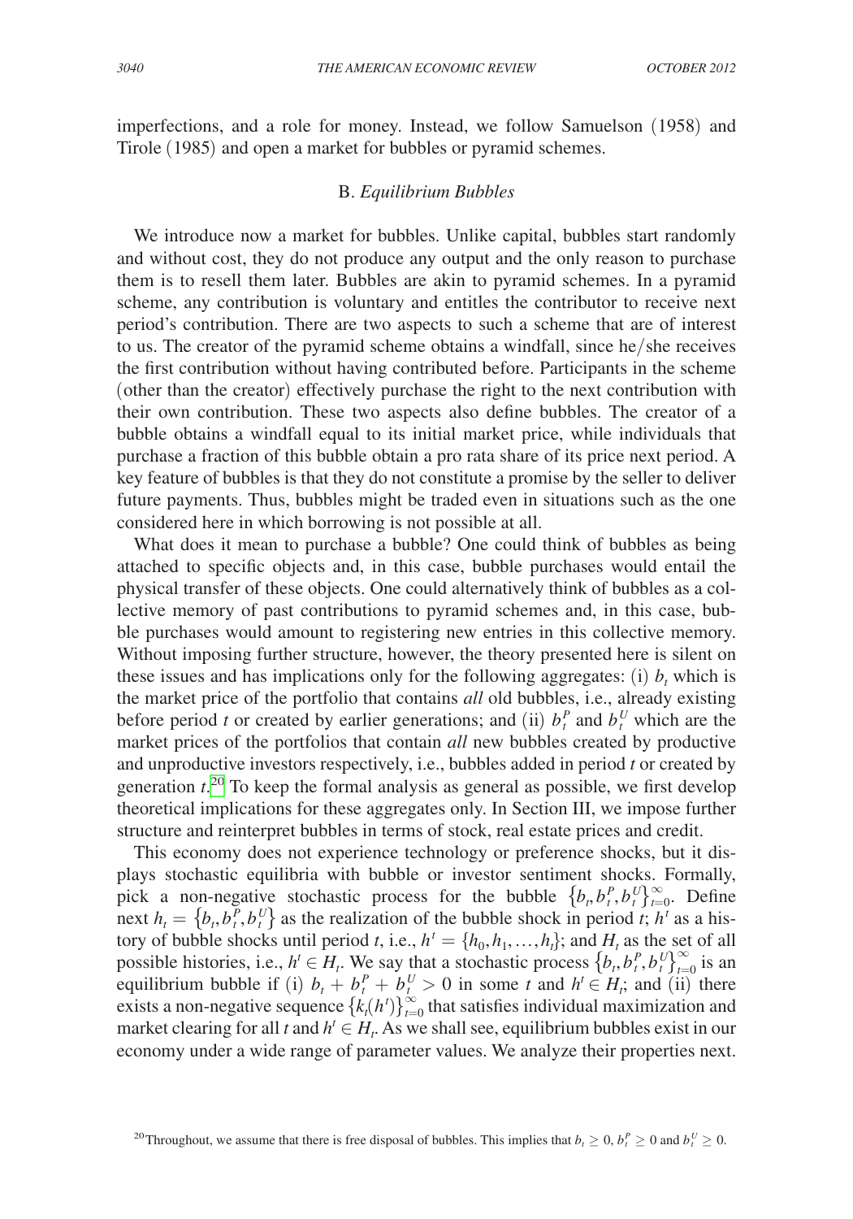imperfections, and a role for money. Instead, we follow Samuelson (1958) and Tirole (1985) and open a market for bubbles or pyramid schemes.

### B. *Equilibrium Bubbles*

We introduce now a market for bubbles. Unlike capital, bubbles start randomly and without cost, they do not produce any output and the only reason to purchase them is to resell them later. Bubbles are akin to pyramid schemes. In a pyramid scheme, any contribution is voluntary and entitles the contributor to receive next period's contribution. There are two aspects to such a scheme that are of interest to us. The creator of the pyramid scheme obtains a windfall, since he/she receives the first contribution without having contributed before. Participants in the scheme (other than the creator) effectively purchase the right to the next contribution with their own contribution. These two aspects also define bubbles. The creator of a bubble obtains a windfall equal to its initial market price, while individuals that purchase a fraction of this bubble obtain a pro rata share of its price next period. A key feature of bubbles is that they do not constitute a promise by the seller to deliver future payments. Thus, bubbles might be traded even in situations such as the one considered here in which borrowing is not possible at all.

What does it mean to purchase a bubble? One could think of bubbles as being attached to specific objects and, in this case, bubble purchases would entail the physical transfer of these objects. One could alternatively think of bubbles as a collective memory of past contributions to pyramid schemes and, in this case, bubble purchases would amount to registering new entries in this collective memory. Without imposing further structure, however, the theory presented here is silent on these issues and has implications only for the following aggregates: (i) $b_t$ which is the market price of the portfolio that contains *all* old bubbles, i.e., already existing before period $t$ or created by earlier generations; and (ii) $b_t^P$ and $b_t^U$ which are the market prices of the portfolios that contain *all* new bubbles created by productive and unproductive investors respectively, i.e., bubbles added in period $t$ or created by generation $t$.[20] To keep the formal analysis as general as possible, we first develop theoretical implications for these aggregates only. In Section III, we impose further structure and reinterpret bubbles in terms of stock, real estate prices and credit.

This economy does not experience technology or preference shocks, but it displays stochastic equilibria with bubble or investor sentiment shocks. Formally, pick a non-negative stochastic process for the bubble $\{b_t, b_t^P, b_t^U\}_{t=0}^{\infty}$. Define next $h_t = \{b_t, b_t^P, b_t^U\}$ as the realization of the bubble shock in period $t$; $h^t$ as a history of bubble shocks until period $t$, i.e., $h^t = \{h_0, h_1, \ldots, h_t\}$; and $H_t$ as the set of all possible histories, i.e., $h^t \in H_t$. We say that a stochastic process $\{b_t, b_t^P, b_t^U\}_{t=0}^{\infty}$ is an equilibrium bubble if (i) $b_t + b_t^P + b_t^U > 0$ in some $t$ and $h^t \in H_t$; and (ii) there exists a non-negative sequence $\{k_t(h^t)\}_{t=0}^{\infty}$ that satisfies individual maximization and market clearing for all $t$ and $h^t \in H_t$. As we shall see, equilibrium bubbles exist in our economy under a wide range of parameter values. We analyze their properties next.

[20] Throughout, we assume that there is free disposal of bubbles. This implies that $b_t \geq 0$, $b_t^P \geq 0$ and $b_t^U \geq 0$.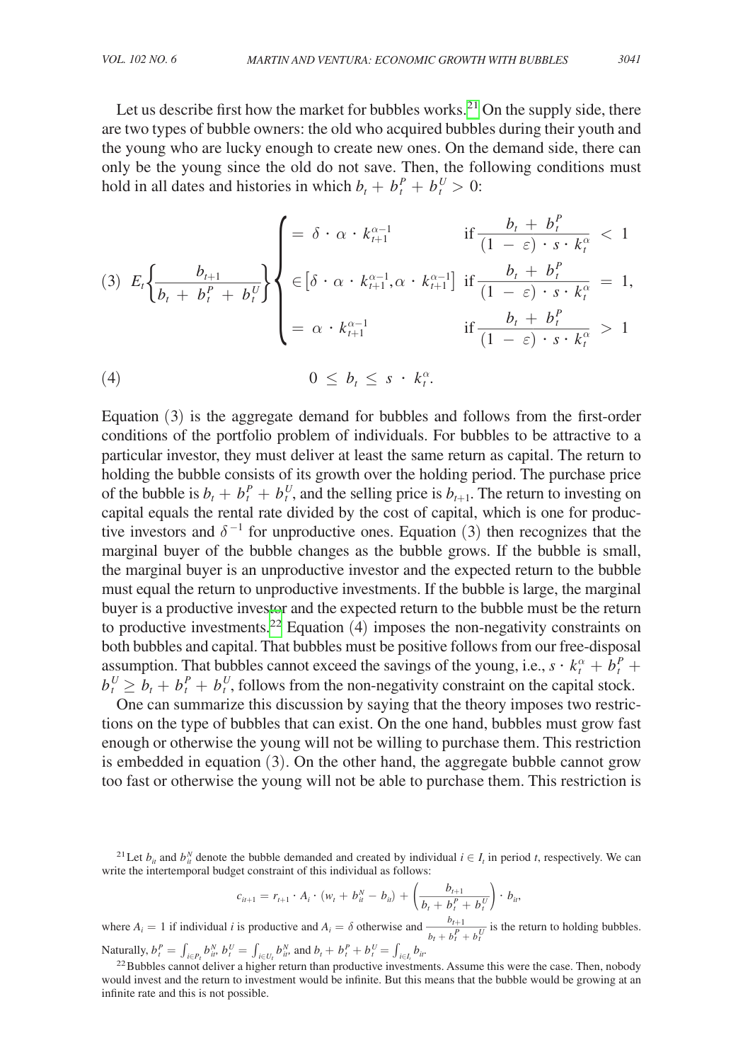Let us describe first how the market for bubbles works.[21] On the supply side, there are two types of bubble owners: the old who acquired bubbles during their youth and the young who are lucky enough to create new ones. On the demand side, there can only be the young since the old do not save. Then, the following conditions must hold in all dates and histories in which $b_t + b_t^P + b_t^U > 0$:

$$
(3)\quad E_t\left\{\frac{b_{t+1}}{b_t + b_t^P + b_t^U}\right\}\begin{cases} = \delta \cdot \alpha \cdot k_{t+1}^{\alpha-1} & \text{if } \dfrac{b_t + b_t^P}{(1-\varepsilon)\cdot s \cdot k_t^{\alpha}} < 1 \\ \in \left[\delta \cdot \alpha \cdot k_{t+1}^{\alpha-1}, \alpha \cdot k_{t+1}^{\alpha-1}\right] & \text{if } \dfrac{b_t + b_t^P}{(1-\varepsilon)\cdot s \cdot k_t^{\alpha}} = 1, \\ = \alpha \cdot k_{t+1}^{\alpha-1} & \text{if } \dfrac{b_t + b_t^P}{(1-\varepsilon)\cdot s \cdot k_t^{\alpha}} > 1 \end{cases}
$$

$$
(4)\qquad 0 \le b_t \le s \cdot k_t^{\alpha}.
$$

Equation (3) is the aggregate demand for bubbles and follows from the first-order conditions of the portfolio problem of individuals. For bubbles to be attractive to a particular investor, they must deliver at least the same return as capital. The return to holding the bubble consists of its growth over the holding period. The purchase price of the bubble is $b_t + b_t^P + b_t^U$, and the selling price is $b_{t+1}$. The return to investing on capital equals the rental rate divided by the cost of capital, which is one for productive investors and $\delta^{-1}$ for unproductive ones. Equation (3) then recognizes that the marginal buyer of the bubble changes as the bubble grows. If the bubble is small, the marginal buyer is an unproductive investor and the expected return to the bubble must equal the return to unproductive investments. If the bubble is large, the marginal buyer is a productive investor and the expected return to the bubble must be the return to productive investments.[22] Equation (4) imposes the non-negativity constraints on both bubbles and capital. That bubbles must be positive follows from our free-disposal assumption. That bubbles cannot exceed the savings of the young, i.e., $s \cdot k_t^{\alpha} + b_t^P + b_t^U \ge b_t + b_t^P + b_t^U$, follows from the non-negativity constraint on the capital stock.

One can summarize this discussion by saying that the theory imposes two restrictions on the type of bubbles that can exist. On the one hand, bubbles must grow fast enough or otherwise the young will not be willing to purchase them. This restriction is embedded in equation (3). On the other hand, the aggregate bubble cannot grow too fast or otherwise the young will not be able to purchase them. This restriction is

[21] Let $b_{it}$ and $b_{it}^N$ denote the bubble demanded and created by individual $i \in I_t$ in period $t$, respectively. We can write the intertemporal budget constraint of this individual as follows:

$$
c_{it+1} = r_{t+1} \cdot A_i \cdot (w_t + b_{it}^N - b_{it}) + \left(\frac{b_{t+1}}{b_t + b_t^P + b_t^U}\right) \cdot b_{it},
$$

where $A_i = 1$ if individual $i$ is productive and $A_i = \delta$ otherwise and $\frac{b_{t+1}}{b_t + b_t^P + b_t^U}$ is the return to holding bubbles. Naturally, $b_t^P = \int_{i \in P_t} b_{it}^N$, $b_t^U = \int_{i \in U_t} b_{it}^N$, and $b_t + b_t^P + b_t^U = \int_{i \in I_t} b_{it}$.

[22] Bubbles cannot deliver a higher return than productive investments. Assume this were the case. Then, nobody would invest and the return to investment would be infinite. But this means that the bubble would be growing at an infinite rate and this is not possible.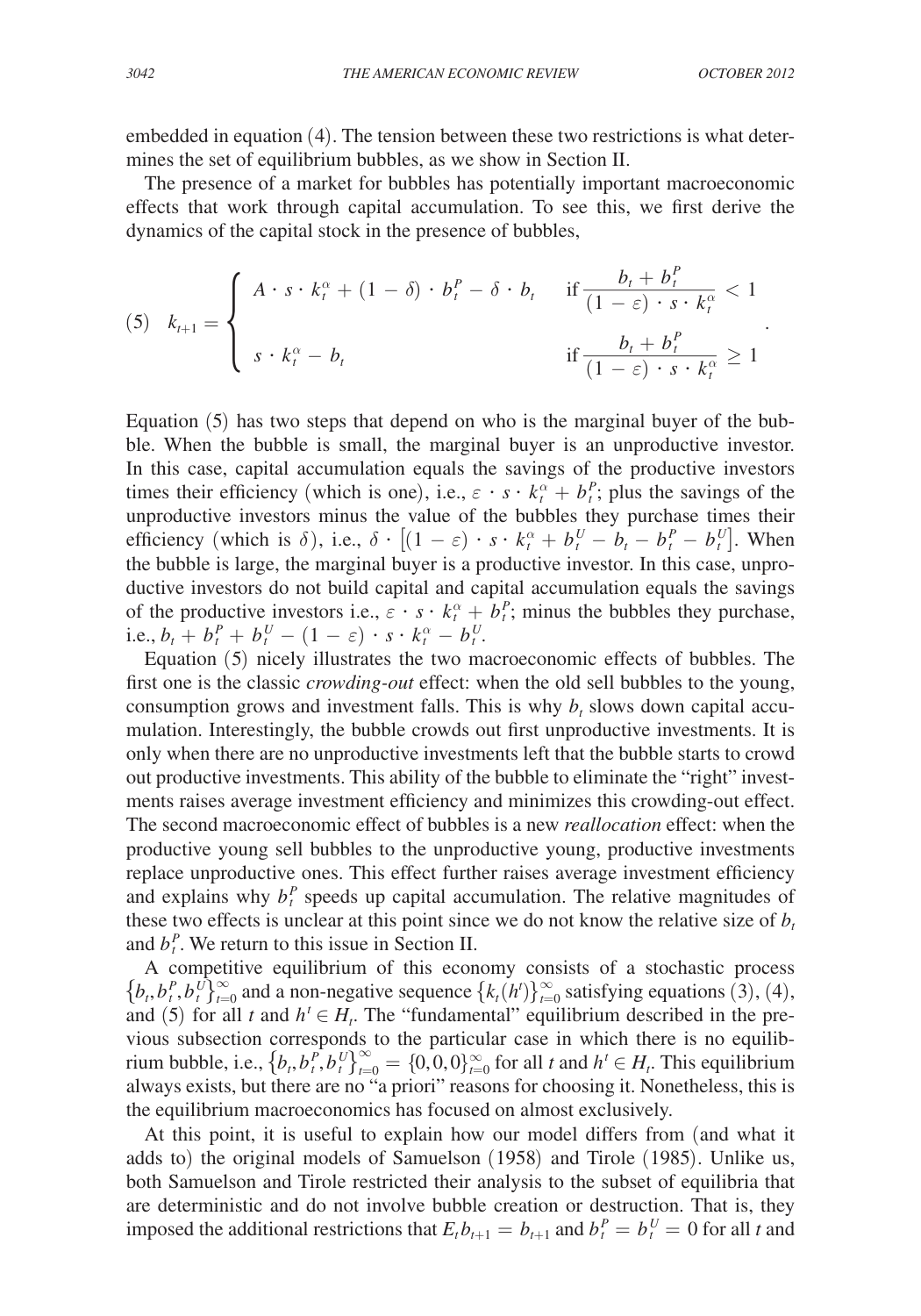embedded in equation (4). The tension between these two restrictions is what determines the set of equilibrium bubbles, as we show in Section II.

The presence of a market for bubbles has potentially important macroeconomic effects that work through capital accumulation. To see this, we first derive the dynamics of the capital stock in the presence of bubbles,

$$(5) \quad k_{t+1} = \begin{cases} A \cdot s \cdot k_t^{\alpha} + (1-\delta) \cdot b_t^P - \delta \cdot b_t & \text{if } \dfrac{b_t + b_t^P}{(1-\varepsilon) \cdot s \cdot k_t^{\alpha}} < 1 \\ \\ s \cdot k_t^{\alpha} - b_t & \text{if } \dfrac{b_t + b_t^P}{(1-\varepsilon) \cdot s \cdot k_t^{\alpha}} \geq 1 \end{cases}.$$

Equation (5) has two steps that depend on who is the marginal buyer of the bubble. When the bubble is small, the marginal buyer is an unproductive investor. In this case, capital accumulation equals the savings of the productive investors times their efficiency (which is one), i.e., $\varepsilon \cdot s \cdot k_t^{\alpha} + b_t^P$; plus the savings of the unproductive investors minus the value of the bubbles they purchase times their efficiency (which is $\delta$), i.e., $\delta \cdot \left[(1-\varepsilon) \cdot s \cdot k_t^{\alpha} + b_t^U - b_t - b_t^P - b_t^U\right]$. When the bubble is large, the marginal buyer is a productive investor. In this case, unproductive investors do not build capital and capital accumulation equals the savings of the productive investors i.e., $\varepsilon \cdot s \cdot k_t^{\alpha} + b_t^P$; minus the bubbles they purchase, i.e., $b_t + b_t^P + b_t^U - (1-\varepsilon) \cdot s \cdot k_t^{\alpha} - b_t^U$.

Equation (5) nicely illustrates the two macroeconomic effects of bubbles. The first one is the classic *crowding-out* effect: when the old sell bubbles to the young, consumption grows and investment falls. This is why $b_t$ slows down capital accumulation. Interestingly, the bubble crowds out first unproductive investments. It is only when there are no unproductive investments left that the bubble starts to crowd out productive investments. This ability of the bubble to eliminate the "right" investments raises average investment efficiency and minimizes this crowding-out effect. The second macroeconomic effect of bubbles is a new *reallocation* effect: when the productive young sell bubbles to the unproductive young, productive investments replace unproductive ones. This effect further raises average investment efficiency and explains why $b_t^P$ speeds up capital accumulation. The relative magnitudes of these two effects is unclear at this point since we do not know the relative size of $b_t$ and $b_t^P$. We return to this issue in Section II.

A competitive equilibrium of this economy consists of a stochastic process $\{b_t, b_t^P, b_t^U\}_{t=0}^{\infty}$ and a non-negative sequence $\{k_t(h^t)\}_{t=0}^{\infty}$ satisfying equations (3), (4), and (5) for all $t$ and $h^t \in H_t$. The "fundamental" equilibrium described in the previous subsection corresponds to the particular case in which there is no equilibrium bubble, i.e., $\{b_t, b_t^P, b_t^U\}_{t=0}^{\infty} = \{0,0,0\}_{t=0}^{\infty}$ for all $t$ and $h^t \in H_t$. This equilibrium always exists, but there are no "a priori" reasons for choosing it. Nonetheless, this is the equilibrium macroeconomics has focused on almost exclusively.

At this point, it is useful to explain how our model differs from (and what it adds to) the original models of Samuelson (1958) and Tirole (1985). Unlike us, both Samuelson and Tirole restricted their analysis to the subset of equilibria that are deterministic and do not involve bubble creation or destruction. That is, they imposed the additional restrictions that $E_t b_{t+1} = b_{t+1}$ and $b_t^P = b_t^U = 0$ for all $t$ and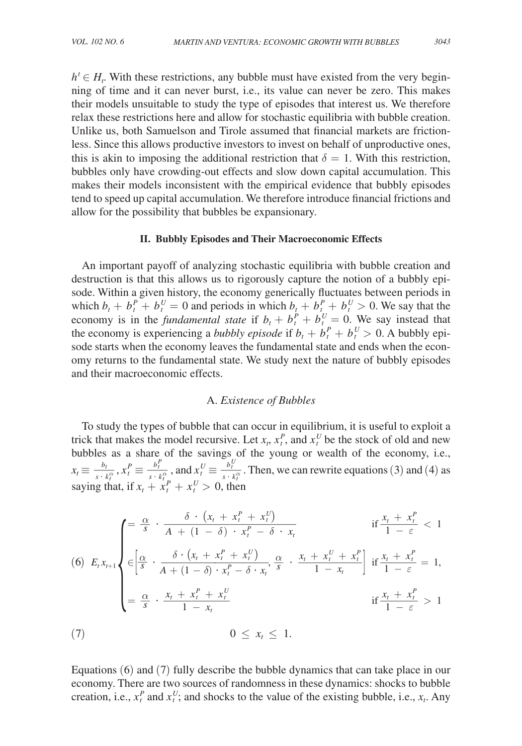$h^t \in H_t$. With these restrictions, any bubble must have existed from the very beginning of time and it can never burst, i.e., its value can never be zero. This makes their models unsuitable to study the type of episodes that interest us. We therefore relax these restrictions here and allow for stochastic equilibria with bubble creation. Unlike us, both Samuelson and Tirole assumed that financial markets are frictionless. Since this allows productive investors to invest on behalf of unproductive ones, this is akin to imposing the additional restriction that $\delta = 1$. With this restriction, bubbles only have crowding-out effects and slow down capital accumulation. This makes their models inconsistent with the empirical evidence that bubbly episodes tend to speed up capital accumulation. We therefore introduce financial frictions and allow for the possibility that bubbles be expansionary.

## II. Bubbly Episodes and Their Macroeconomic Effects

An important payoff of analyzing stochastic equilibria with bubble creation and destruction is that this allows us to rigorously capture the notion of a bubbly episode. Within a given history, the economy generically fluctuates between periods in which $b_t + b_t^P + b_t^U = 0$ and periods in which $b_t + b_t^P + b_t^U > 0$. We say that the economy is in the *fundamental state* if $b_t + b_t^P + b_t^U = 0$. We say instead that the economy is experiencing a *bubbly episode* if $b_t + b_t^P + b_t^U > 0$. A bubbly episode starts when the economy leaves the fundamental state and ends when the economy returns to the fundamental state. We study next the nature of bubbly episodes and their macroeconomic effects.

### A. *Existence of Bubbles*

To study the types of bubble that can occur in equilibrium, it is useful to exploit a trick that makes the model recursive. Let $x_t$, $x_t^P$, and $x_t^U$ be the stock of old and new bubbles as a share of the savings of the young or wealth of the economy, i.e., $x_t \equiv \frac{b_t}{s \cdot k_t^\alpha}$, $x_t^P \equiv \frac{b_t^P}{s \cdot k_t^\alpha}$, and $x_t^U \equiv \frac{b_t^U}{s \cdot k_t^\alpha}$. Then, we can rewrite equations (3) and (4) as saying that, if $x_t + x_t^P + x_t^U > 0$, then

$$
(6)\quad E_t x_{t+1} \begin{cases} = \dfrac{\alpha}{s} \cdot \dfrac{\delta \cdot \left(x_t + x_t^P + x_t^U\right)}{A + (1-\delta) \cdot x_t^P - \delta \cdot x_t} & \text{if } \dfrac{x_t + x_t^P}{1-\varepsilon} < 1 \\[2ex] \in \left[\dfrac{\alpha}{s} \cdot \dfrac{\delta \cdot \left(x_t + x_t^P + x_t^U\right)}{A + (1-\delta) \cdot x_t^P - \delta \cdot x_t}, \dfrac{\alpha}{s} \cdot \dfrac{x_t + x_t^U + x_t^P}{1 - x_t}\right] & \text{if } \dfrac{x_t + x_t^P}{1-\varepsilon} = 1, \\[2ex] = \dfrac{\alpha}{s} \cdot \dfrac{x_t + x_t^P + x_t^U}{1 - x_t} & \text{if } \dfrac{x_t + x_t^P}{1-\varepsilon} > 1 \end{cases}
$$

$$
(7)\qquad 0 \leq x_t \leq 1.
$$

Equations (6) and (7) fully describe the bubble dynamics that can take place in our economy. There are two sources of randomness in these dynamics: shocks to bubble creation, i.e., $x_t^P$ and $x_t^U$; and shocks to the value of the existing bubble, i.e., $x_t$. Any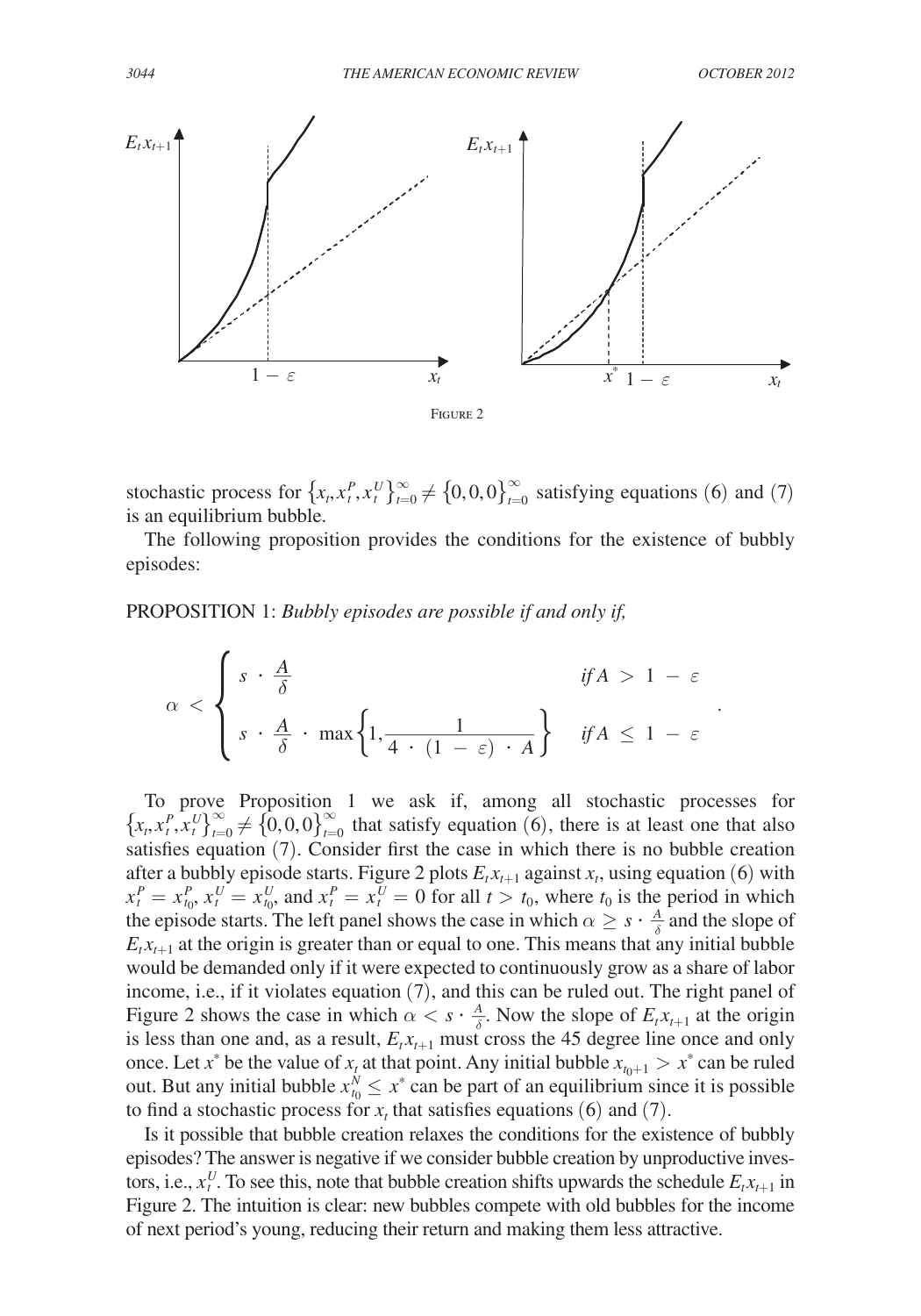$E_t x_{t+1}$

$1 - \varepsilon$

$x_t$

$E_t x_{t+1}$

$x^*$ $1 - \varepsilon$

$x_t$

Figure 2

stochastic process for $\{x_t, x_t^P, x_t^U\}_{t=0}^{\infty} \neq \{0, 0, 0\}_{t=0}^{\infty}$ satisfying equations (6) and (7) is an equilibrium bubble.

The following proposition provides the conditions for the existence of bubbly episodes:

PROPOSITION 1: *Bubbly episodes are possible if and only if,*

$$\alpha < \begin{cases} s \cdot \dfrac{A}{\delta} & \text{if } A > 1 - \varepsilon \\ s \cdot \dfrac{A}{\delta} \cdot \max\left\{1, \dfrac{1}{4 \cdot (1 - \varepsilon) \cdot A}\right\} & \text{if } A \leq 1 - \varepsilon \end{cases}.$$

To prove Proposition 1 we ask if, among all stochastic processes for $\{x_t, x_t^P, x_t^U\}_{t=0}^{\infty} \neq \{0, 0, 0\}_{t=0}^{\infty}$ that satisfy equation (6), there is at least one that also satisfies equation (7). Consider first the case in which there is no bubble creation after a bubbly episode starts. Figure 2 plots $E_t x_{t+1}$ against $x_t$, using equation (6) with $x_t^P = x_{t_0}^P$, $x_t^U = x_{t_0}^U$, and $x_t^P = x_t^U = 0$ for all $t > t_0$, where $t_0$ is the period in which the episode starts. The left panel shows the case in which $\alpha \geq s \cdot \frac{A}{\delta}$ and the slope of $E_t x_{t+1}$ at the origin is greater than or equal to one. This means that any initial bubble would be demanded only if it were expected to continuously grow as a share of labor income, i.e., if it violates equation (7), and this can be ruled out. The right panel of Figure 2 shows the case in which $\alpha < s \cdot \frac{A}{\delta}$. Now the slope of $E_t x_{t+1}$ at the origin is less than one and, as a result, $E_t x_{t+1}$ must cross the 45 degree line once and only once. Let $x^*$ be the value of $x_t$ at that point. Any initial bubble $x_{t_0+1} > x^*$ can be ruled out. But any initial bubble $x_{t_0}^N \leq x^*$ can be part of an equilibrium since it is possible to find a stochastic process for $x_t$ that satisfies equations (6) and (7).

Is it possible that bubble creation relaxes the conditions for the existence of bubbly episodes? The answer is negative if we consider bubble creation by unproductive investors, i.e., $x_t^U$. To see this, note that bubble creation shifts upwards the schedule $E_t x_{t+1}$ in Figure 2. The intuition is clear: new bubbles compete with old bubbles for the income of next period's young, reducing their return and making them less attractive.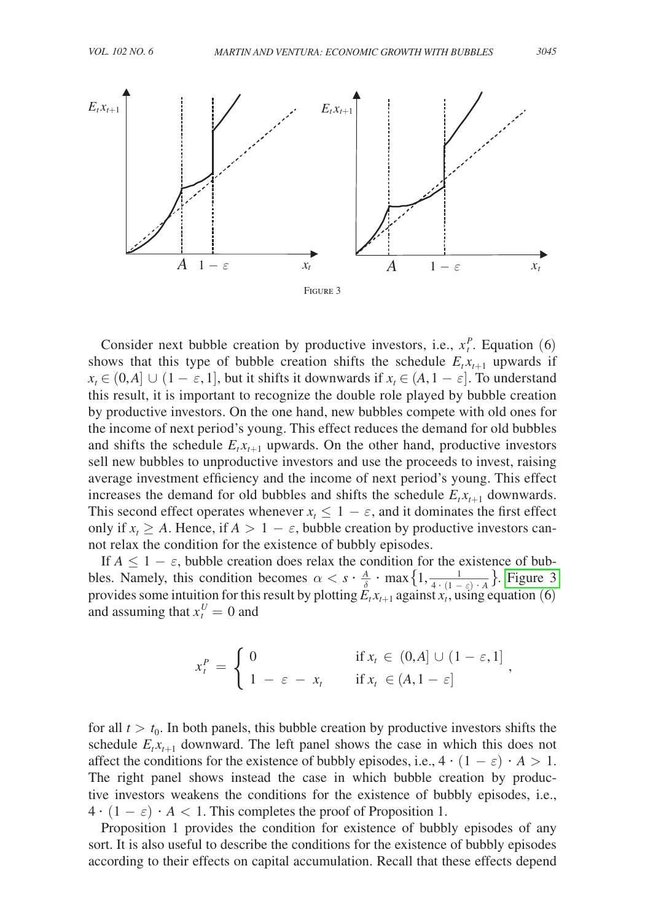Figure 3

Consider next bubble creation by productive investors, i.e., $x_t^P$. Equation (6) shows that this type of bubble creation shifts the schedule $E_t x_{t+1}$ upwards if $x_t \in (0,A] \cup (1-\varepsilon, 1]$, but it shifts it downwards if $x_t \in (A, 1-\varepsilon]$. To understand this result, it is important to recognize the double role played by bubble creation by productive investors. On the one hand, new bubbles compete with old ones for the income of next period's young. This effect reduces the demand for old bubbles and shifts the schedule $E_t x_{t+1}$ upwards. On the other hand, productive investors sell new bubbles to unproductive investors and use the proceeds to invest, raising average investment efficiency and the income of next period's young. This effect increases the demand for old bubbles and shifts the schedule $E_t x_{t+1}$ downwards. This second effect operates whenever $x_t \leq 1-\varepsilon$, and it dominates the first effect only if $x_t \geq A$. Hence, if $A > 1-\varepsilon$, bubble creation by productive investors cannot relax the condition for the existence of bubbly episodes.

If $A \leq 1-\varepsilon$, bubble creation does relax the condition for the existence of bubbles. Namely, this condition becomes $\alpha < s \cdot \frac{A}{\delta} \cdot \max\left\{1, \frac{1}{4 \cdot (1-\varepsilon) \cdot A}\right\}$. Figure 3 provides some intuition for this result by plotting $E_t x_{t+1}$ against $x_t$, using equation (6) and assuming that $x_t^U = 0$ and

$$x_t^P = \begin{cases} 0 & \text{if } x_t \in (0,A] \cup (1-\varepsilon,1] \\ 1-\varepsilon-x_t & \text{if } x_t \in (A, 1-\varepsilon] \end{cases},$$

for all $t > t_0$. In both panels, this bubble creation by productive investors shifts the schedule $E_t x_{t+1}$ downward. The left panel shows the case in which this does not affect the conditions for the existence of bubbly episodes, i.e., $4 \cdot (1-\varepsilon) \cdot A > 1$. The right panel shows instead the case in which bubble creation by productive investors weakens the conditions for the existence of bubbly episodes, i.e., $4 \cdot (1-\varepsilon) \cdot A < 1$. This completes the proof of Proposition 1.

Proposition 1 provides the condition for existence of bubbly episodes of any sort. It is also useful to describe the conditions for the existence of bubbly episodes according to their effects on capital accumulation. Recall that these effects depend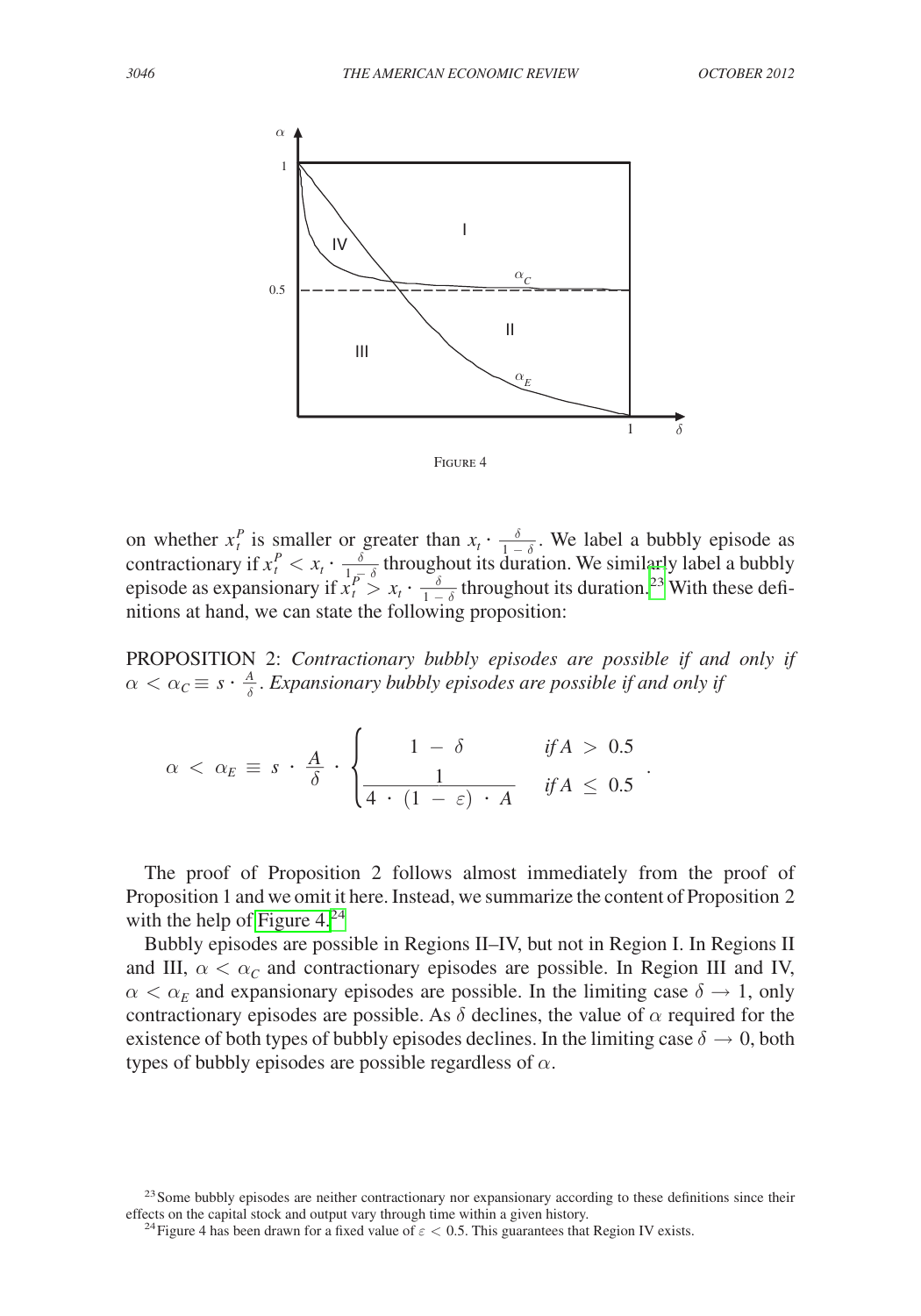Figure 4

on whether $x_t^P$ is smaller or greater than $x_t \cdot \frac{\delta}{1-\delta}$. We label a bubbly episode as contractionary if $x_t^P < x_t \cdot \frac{\delta}{1-\delta}$ throughout its duration. We similarly label a bubbly episode as expansionary if $x_t^P > x_t \cdot \frac{\delta}{1-\delta}$ throughout its duration.[23] With these definitions at hand, we can state the following proposition:

PROPOSITION 2: *Contractionary bubbly episodes are possible if and only if* $\alpha < \alpha_C \equiv s \cdot \frac{A}{\delta}$. *Expansionary bubbly episodes are possible if and only if*

$$\alpha < \alpha_E \equiv s \cdot \frac{A}{\delta} \cdot \begin{cases} 1 - \delta & \text{if } A > 0.5 \\ \dfrac{1}{4 \cdot (1 - \varepsilon) \cdot A} & \text{if } A \leq 0.5 \end{cases}.$$

The proof of Proposition 2 follows almost immediately from the proof of Proposition 1 and we omit it here. Instead, we summarize the content of Proposition 2 with the help of Figure 4.[24]

Bubbly episodes are possible in Regions II–IV, but not in Region I. In Regions II and III, $\alpha < \alpha_C$ and contractionary episodes are possible. In Region III and IV, $\alpha < \alpha_E$ and expansionary episodes are possible. In the limiting case $\delta \to 1$, only contractionary episodes are possible. As $\delta$ declines, the value of $\alpha$ required for the existence of both types of bubbly episodes declines. In the limiting case $\delta \to 0$, both types of bubbly episodes are possible regardless of $\alpha$.

[23] Some bubbly episodes are neither contractionary nor expansionary according to these definitions since their effects on the capital stock and output vary through time within a given history.

[24] Figure 4 has been drawn for a fixed value of $\varepsilon < 0.5$. This guarantees that Region IV exists.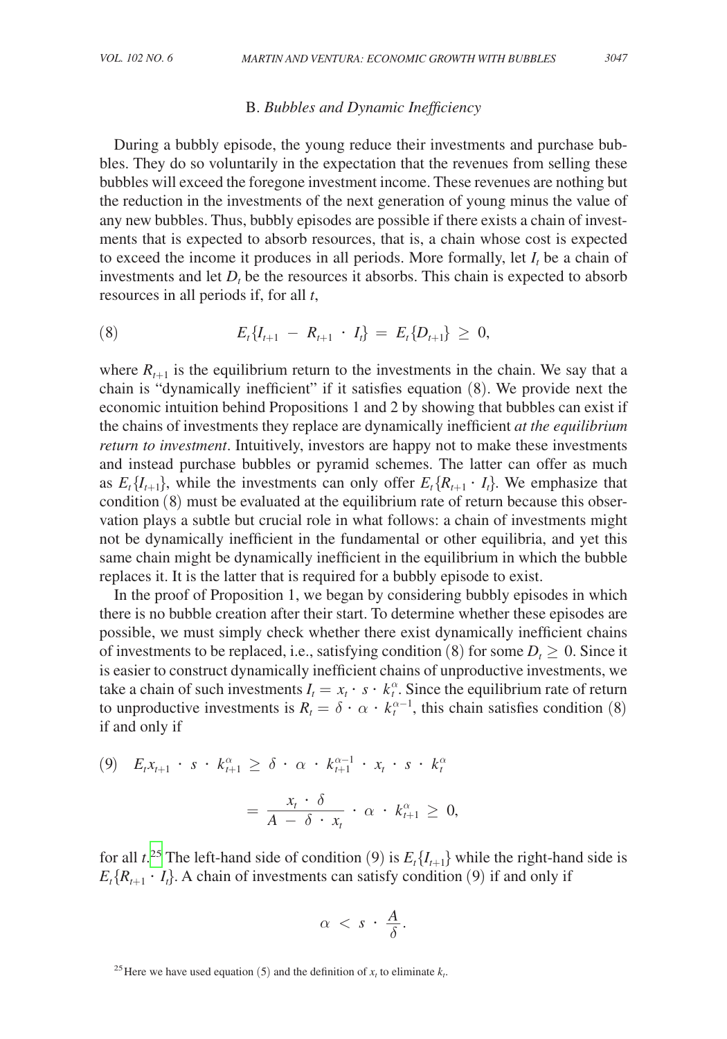### B. *Bubbles and Dynamic Inefficiency*

During a bubbly episode, the young reduce their investments and purchase bubbles. They do so voluntarily in the expectation that the revenues from selling these bubbles will exceed the foregone investment income. These revenues are nothing but the reduction in the investments of the next generation of young minus the value of any new bubbles. Thus, bubbly episodes are possible if there exists a chain of investments that is expected to absorb resources, that is, a chain whose cost is expected to exceed the income it produces in all periods. More formally, let $I_t$ be a chain of investments and let $D_t$ be the resources it absorbs. This chain is expected to absorb resources in all periods if, for all $t$,

$$E_t\{I_{t+1} - R_{t+1} \cdot I_t\} = E_t\{D_{t+1}\} \geq 0, \tag{8}$$

where $R_{t+1}$ is the equilibrium return to the investments in the chain. We say that a chain is "dynamically inefficient" if it satisfies equation (8). We provide next the economic intuition behind Propositions 1 and 2 by showing that bubbles can exist if the chains of investments they replace are dynamically inefficient *at the equilibrium return to investment*. Intuitively, investors are happy not to make these investments and instead purchase bubbles or pyramid schemes. The latter can offer as much as $E_t\{I_{t+1}\}$, while the investments can only offer $E_t\{R_{t+1} \cdot I_t\}$. We emphasize that condition (8) must be evaluated at the equilibrium rate of return because this observation plays a subtle but crucial role in what follows: a chain of investments might not be dynamically inefficient in the fundamental or other equilibria, and yet this same chain might be dynamically inefficient in the equilibrium in which the bubble replaces it. It is the latter that is required for a bubbly episode to exist.

In the proof of Proposition 1, we began by considering bubbly episodes in which there is no bubble creation after their start. To determine whether these episodes are possible, we must simply check whether there exist dynamically inefficient chains of investments to be replaced, i.e., satisfying condition (8) for some $D_t \geq 0$. Since it is easier to construct dynamically inefficient chains of unproductive investments, we take a chain of such investments $I_t = x_t \cdot s \cdot k_t^{\alpha}$. Since the equilibrium rate of return to unproductive investments is $R_t = \delta \cdot \alpha \cdot k_t^{\alpha-1}$, this chain satisfies condition (8) if and only if

$$\begin{aligned} E_t x_{t+1} \cdot s \cdot k_{t+1}^{\alpha} &\geq \delta \cdot \alpha \cdot k_{t+1}^{\alpha-1} \cdot x_t \cdot s \cdot k_t^{\alpha} \\ &= \frac{x_t \cdot \delta}{A - \delta \cdot x_t} \cdot \alpha \cdot k_{t+1}^{\alpha} \geq 0, \end{aligned} \tag{9}$$

for all $t$.[25] The left-hand side of condition (9) is $E_t\{I_{t+1}\}$ while the right-hand side is $E_t\{R_{t+1} \cdot I_t\}$. A chain of investments can satisfy condition (9) if and only if

$$\alpha < s \cdot \frac{A}{\delta}.$$

[25] Here we have used equation (5) and the definition of $x_t$ to eliminate $k_t$.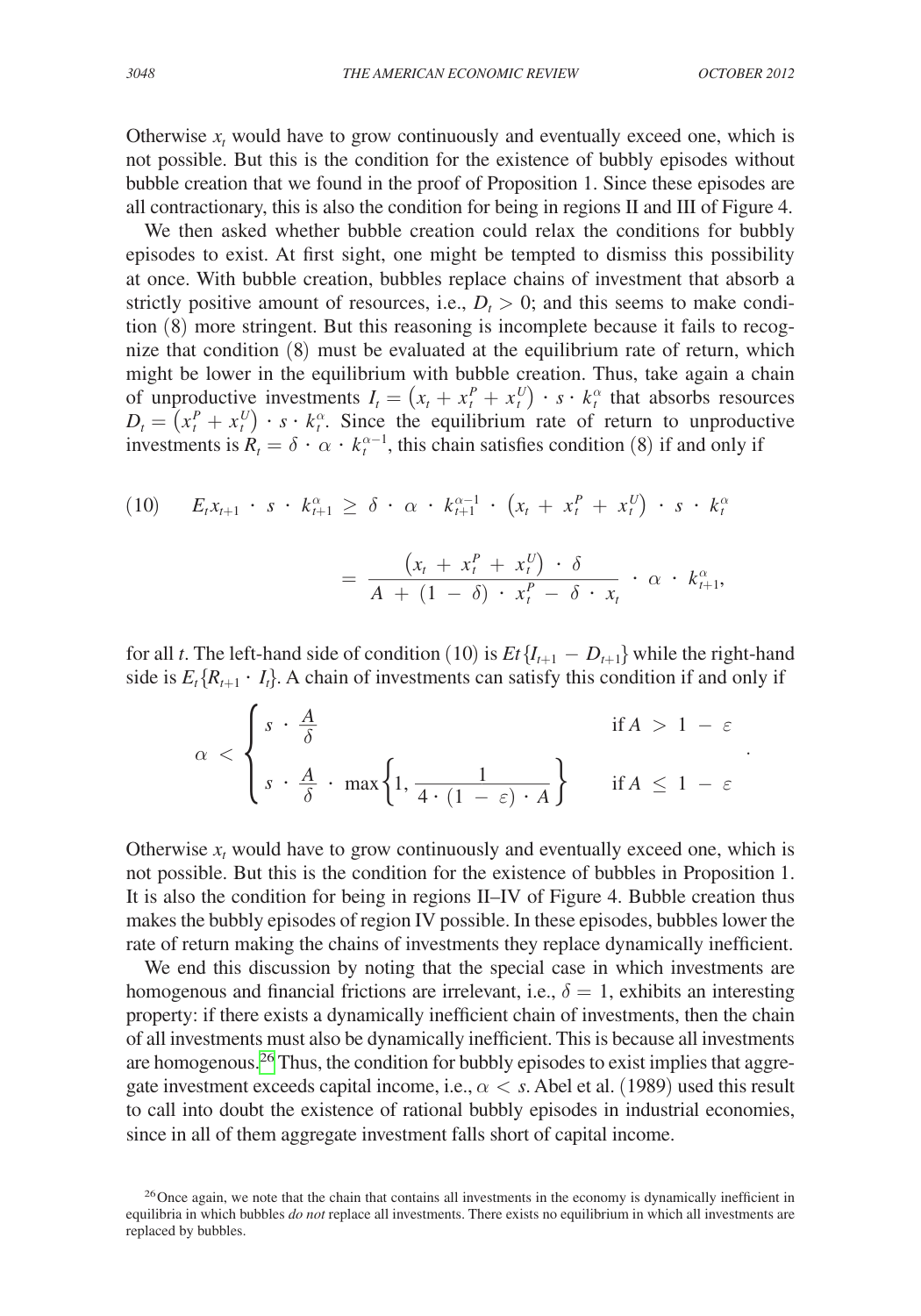Otherwise $x_t$ would have to grow continuously and eventually exceed one, which is not possible. But this is the condition for the existence of bubbly episodes without bubble creation that we found in the proof of Proposition 1. Since these episodes are all contractionary, this is also the condition for being in regions II and III of Figure 4.

We then asked whether bubble creation could relax the conditions for bubbly episodes to exist. At first sight, one might be tempted to dismiss this possibility at once. With bubble creation, bubbles replace chains of investment that absorb a strictly positive amount of resources, i.e., $D_t > 0$; and this seems to make condition (8) more stringent. But this reasoning is incomplete because it fails to recognize that condition (8) must be evaluated at the equilibrium rate of return, which might be lower in the equilibrium with bubble creation. Thus, take again a chain of unproductive investments $I_t = \left(x_t + x_t^P + x_t^U\right) \cdot s \cdot k_t^\alpha$ that absorbs resources $D_t = \left(x_t^P + x_t^U\right) \cdot s \cdot k_t^\alpha$. Since the equilibrium rate of return to unproductive investments is $R_t = \delta \cdot \alpha \cdot k_t^{\alpha-1}$, this chain satisfies condition (8) if and only if

$$
(10) \qquad E_t x_{t+1} \cdot s \cdot k_{t+1}^\alpha \geq \delta \cdot \alpha \cdot k_{t+1}^{\alpha-1} \cdot \left(x_t + x_t^P + x_t^U\right) \cdot s \cdot k_t^\alpha
$$

$$
= \frac{\left(x_t + x_t^P + x_t^U\right) \cdot \delta}{A + (1-\delta) \cdot x_t^P - \delta \cdot x_t} \cdot \alpha \cdot k_{t+1}^\alpha,
$$

for all $t$. The left-hand side of condition (10) is $Et\{I_{t+1} - D_{t+1}\}$ while the right-hand side is $E_t\{R_{t+1} \cdot I_t\}$. A chain of investments can satisfy this condition if and only if

$$
\alpha < \begin{cases} s \cdot \dfrac{A}{\delta} & \text{if } A > 1 - \varepsilon \\[2ex] s \cdot \dfrac{A}{\delta} \cdot \max\left\{1, \dfrac{1}{4 \cdot (1-\varepsilon) \cdot A}\right\} & \text{if } A \leq 1 - \varepsilon \end{cases}.
$$

Otherwise $x_t$ would have to grow continuously and eventually exceed one, which is not possible. But this is the condition for the existence of bubbles in Proposition 1. It is also the condition for being in regions II–IV of Figure 4. Bubble creation thus makes the bubbly episodes of region IV possible. In these episodes, bubbles lower the rate of return making the chains of investments they replace dynamically inefficient.

We end this discussion by noting that the special case in which investments are homogenous and financial frictions are irrelevant, i.e., $\delta = 1$, exhibits an interesting property: if there exists a dynamically inefficient chain of investments, then the chain of all investments must also be dynamically inefficient. This is because all investments are homogenous.[26] Thus, the condition for bubbly episodes to exist implies that aggregate investment exceeds capital income, i.e., $\alpha < s$. Abel et al. (1989) used this result to call into doubt the existence of rational bubbly episodes in industrial economies, since in all of them aggregate investment falls short of capital income.

[26] Once again, we note that the chain that contains all investments in the economy is dynamically inefficient in equilibria in which bubbles *do not* replace all investments. There exists no equilibrium in which all investments are replaced by bubbles.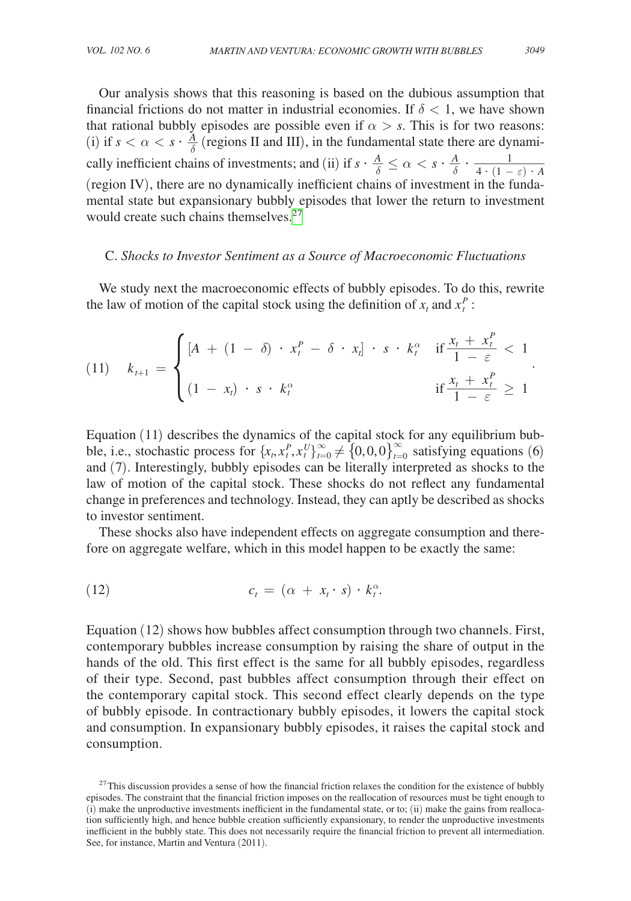Our analysis shows that this reasoning is based on the dubious assumption that financial frictions do not matter in industrial economies. If $\delta < 1$, we have shown that rational bubbly episodes are possible even if $\alpha > s$. This is for two reasons: (i) if $s < \alpha < s \cdot \frac{A}{\delta}$ (regions II and III), in the fundamental state there are dynamically inefficient chains of investments; and (ii) if $s \cdot \frac{A}{\delta} \leq \alpha < s \cdot \frac{A}{\delta} \cdot \frac{1}{4 \cdot (1-\varepsilon) \cdot A}$ (region IV), there are no dynamically inefficient chains of investment in the fundamental state but expansionary bubbly episodes that lower the return to investment would create such chains themselves.[27]

### C. *Shocks to Investor Sentiment as a Source of Macroeconomic Fluctuations*

We study next the macroeconomic effects of bubbly episodes. To do this, rewrite the law of motion of the capital stock using the definition of $x_t$ and $x_t^P$:

$$
(11) \quad k_{t+1} = \begin{cases} [A + (1-\delta) \cdot x_t^P - \delta \cdot x_t] \cdot s \cdot k_t^\alpha & \text{if } \frac{x_t + x_t^P}{1-\varepsilon} < 1 \\ (1 - x_t) \cdot s \cdot k_t^\alpha & \text{if } \frac{x_t + x_t^P}{1-\varepsilon} \geq 1 \end{cases}.
$$

Equation (11) describes the dynamics of the capital stock for any equilibrium bubble, i.e., stochastic process for $\{x_t, x_t^P, x_t^U\}_{t=0}^{\infty} \neq \{0,0,0\}_{t=0}^{\infty}$ satisfying equations (6) and (7). Interestingly, bubbly episodes can be literally interpreted as shocks to the law of motion of the capital stock. These shocks do not reflect any fundamental change in preferences and technology. Instead, they can aptly be described as shocks to investor sentiment.

These shocks also have independent effects on aggregate consumption and therefore on aggregate welfare, which in this model happen to be exactly the same:

$$
(12) \quad c_t = (\alpha + x_t \cdot s) \cdot k_t^\alpha.
$$

Equation (12) shows how bubbles affect consumption through two channels. First, contemporary bubbles increase consumption by raising the share of output in the hands of the old. This first effect is the same for all bubbly episodes, regardless of their type. Second, past bubbles affect consumption through their effect on the contemporary capital stock. This second effect clearly depends on the type of bubbly episode. In contractionary bubbly episodes, it lowers the capital stock and consumption. In expansionary bubbly episodes, it raises the capital stock and consumption.

[27] This discussion provides a sense of how the financial friction relaxes the condition for the existence of bubbly episodes. The constraint that the financial friction imposes on the reallocation of resources must be tight enough to (i) make the unproductive investments inefficient in the fundamental state, or to; (ii) make the gains from reallocation sufficiently high, and hence bubble creation sufficiently expansionary, to render the unproductive investments inefficient in the bubbly state. This does not necessarily require the financial friction to prevent all intermediation. See, for instance, Martin and Ventura (2011).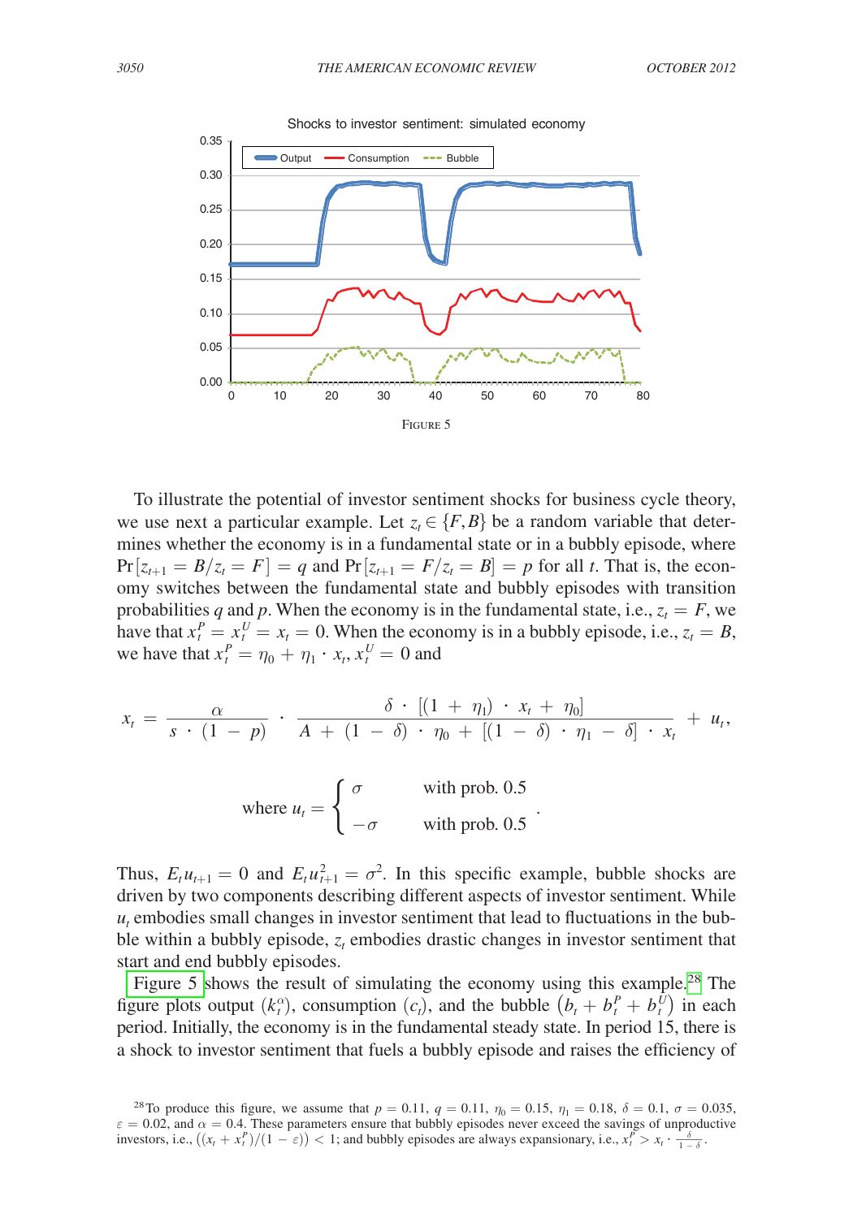Shocks to investor sentiment: simulated economy

Output — Consumption — Bubble

0.35
0.30
0.25
0.20
0.15
0.10
0.05
0.00

0 10 20 30 40 50 60 70 80

Figure 5

To illustrate the potential of investor sentiment shocks for business cycle theory, we use next a particular example. Let $z_t \in \{F, B\}$ be a random variable that determines whether the economy is in a fundamental state or in a bubbly episode, where $\Pr[z_{t+1} = B/z_t = F] = q$ and $\Pr[z_{t+1} = F/z_t = B] = p$ for all $t$. That is, the economy switches between the fundamental state and bubbly episodes with transition probabilities $q$ and $p$. When the economy is in the fundamental state, i.e., $z_t = F$, we have that $x_t^P = x_t^U = x_t = 0$. When the economy is in a bubbly episode, i.e., $z_t = B$, we have that $x_t^P = \eta_0 + \eta_1 \cdot x_t$, $x_t^U = 0$ and

$$x_t = \frac{\alpha}{s \cdot (1-p)} \cdot \frac{\delta \cdot [(1+\eta_1) \cdot x_t + \eta_0]}{A + (1-\delta) \cdot \eta_0 + [(1-\delta) \cdot \eta_1 - \delta] \cdot x_t} + u_t,$$

$$\text{where } u_t = \begin{cases} \sigma & \text{with prob. } 0.5 \\ -\sigma & \text{with prob. } 0.5 \end{cases}.$$

Thus, $E_t u_{t+1} = 0$ and $E_t u_{t+1}^2 = \sigma^2$. In this specific example, bubble shocks are driven by two components describing different aspects of investor sentiment. While $u_t$ embodies small changes in investor sentiment that lead to fluctuations in the bubble within a bubbly episode, $z_t$ embodies drastic changes in investor sentiment that start and end bubbly episodes.

Figure 5 shows the result of simulating the economy using this example.[28] The figure plots output $(k_t^\alpha)$, consumption $(c_t)$, and the bubble $\left(b_t + b_t^P + b_t^U\right)$ in each period. Initially, the economy is in the fundamental steady state. In period 15, there is a shock to investor sentiment that fuels a bubbly episode and raises the efficiency of

[28] To produce this figure, we assume that $p = 0.11$, $q = 0.11$, $\eta_0 = 0.15$, $\eta_1 = 0.18$, $\delta = 0.1$, $\sigma = 0.035$, $\varepsilon = 0.02$, and $\alpha = 0.4$. These parameters ensure that bubbly episodes never exceed the savings of unproductive investors, i.e., $((x_t + x_t^P)/(1-\varepsilon)) < 1$; and bubbly episodes are always expansionary, i.e., $x_t^P > x_t \cdot \frac{\delta}{1-\delta}$.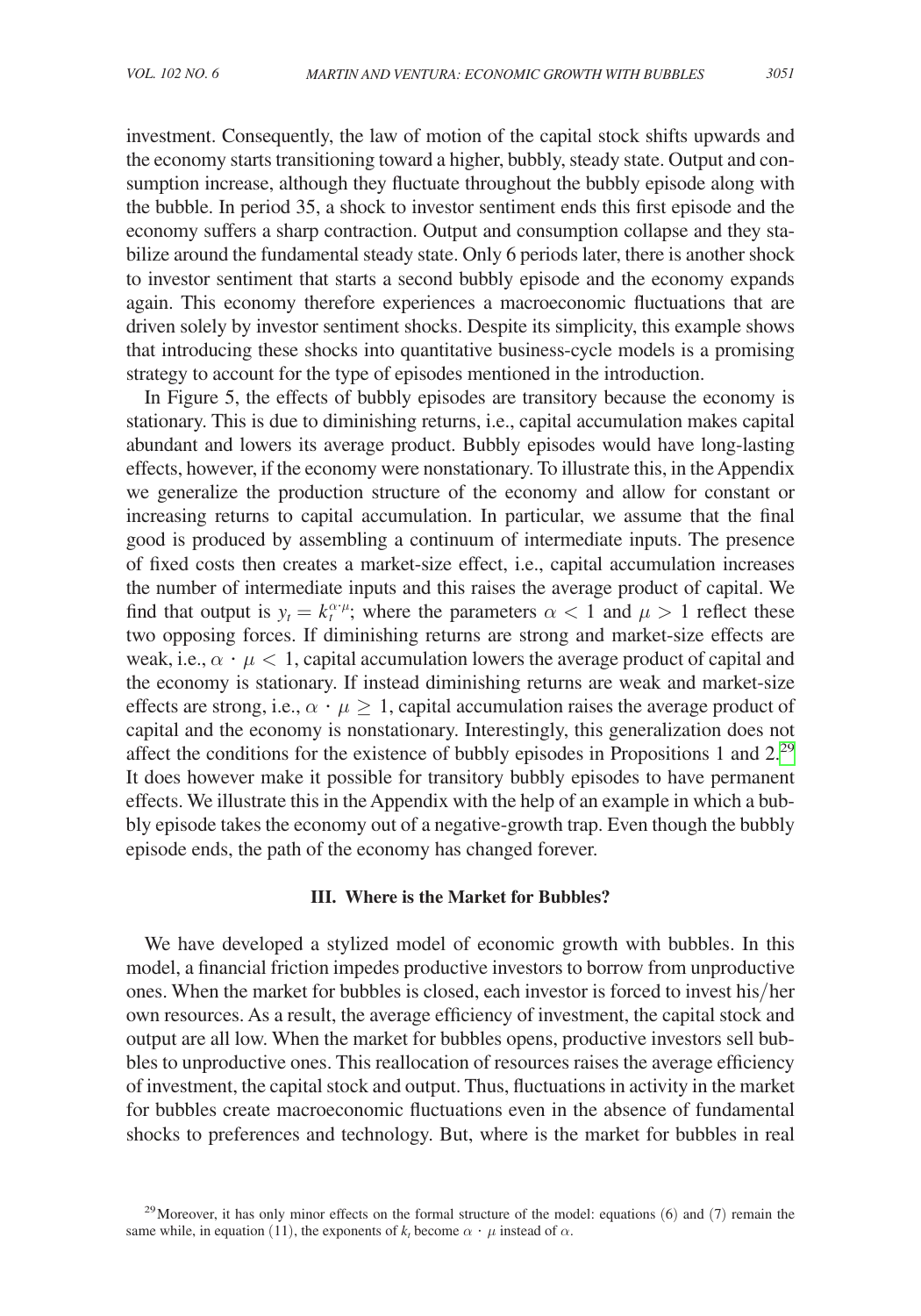investment. Consequently, the law of motion of the capital stock shifts upwards and the economy starts transitioning toward a higher, bubbly, steady state. Output and consumption increase, although they fluctuate throughout the bubbly episode along with the bubble. In period 35, a shock to investor sentiment ends this first episode and the economy suffers a sharp contraction. Output and consumption collapse and they stabilize around the fundamental steady state. Only 6 periods later, there is another shock to investor sentiment that starts a second bubbly episode and the economy expands again. This economy therefore experiences a macroeconomic fluctuations that are driven solely by investor sentiment shocks. Despite its simplicity, this example shows that introducing these shocks into quantitative business-cycle models is a promising strategy to account for the type of episodes mentioned in the introduction.

In Figure 5, the effects of bubbly episodes are transitory because the economy is stationary. This is due to diminishing returns, i.e., capital accumulation makes capital abundant and lowers its average product. Bubbly episodes would have long-lasting effects, however, if the economy were nonstationary. To illustrate this, in the Appendix we generalize the production structure of the economy and allow for constant or increasing returns to capital accumulation. In particular, we assume that the final good is produced by assembling a continuum of intermediate inputs. The presence of fixed costs then creates a market-size effect, i.e., capital accumulation increases the number of intermediate inputs and this raises the average product of capital. We find that output is $y_t = k_t^{\alpha \cdot \mu}$; where the parameters $\alpha < 1$ and $\mu > 1$ reflect these two opposing forces. If diminishing returns are strong and market-size effects are weak, i.e., $\alpha \cdot \mu < 1$, capital accumulation lowers the average product of capital and the economy is stationary. If instead diminishing returns are weak and market-size effects are strong, i.e., $\alpha \cdot \mu \geq 1$, capital accumulation raises the average product of capital and the economy is nonstationary. Interestingly, this generalization does not affect the conditions for the existence of bubbly episodes in Propositions 1 and 2.[29] It does however make it possible for transitory bubbly episodes to have permanent effects. We illustrate this in the Appendix with the help of an example in which a bubbly episode takes the economy out of a negative-growth trap. Even though the bubbly episode ends, the path of the economy has changed forever.

## III. Where is the Market for Bubbles?

We have developed a stylized model of economic growth with bubbles. In this model, a financial friction impedes productive investors to borrow from unproductive ones. When the market for bubbles is closed, each investor is forced to invest his/her own resources. As a result, the average efficiency of investment, the capital stock and output are all low. When the market for bubbles opens, productive investors sell bubbles to unproductive ones. This reallocation of resources raises the average efficiency of investment, the capital stock and output. Thus, fluctuations in activity in the market for bubbles create macroeconomic fluctuations even in the absence of fundamental shocks to preferences and technology. But, where is the market for bubbles in real

[29] Moreover, it has only minor effects on the formal structure of the model: equations (6) and (7) remain the same while, in equation (11), the exponents of $k_t$ become $\alpha \cdot \mu$ instead of $\alpha$.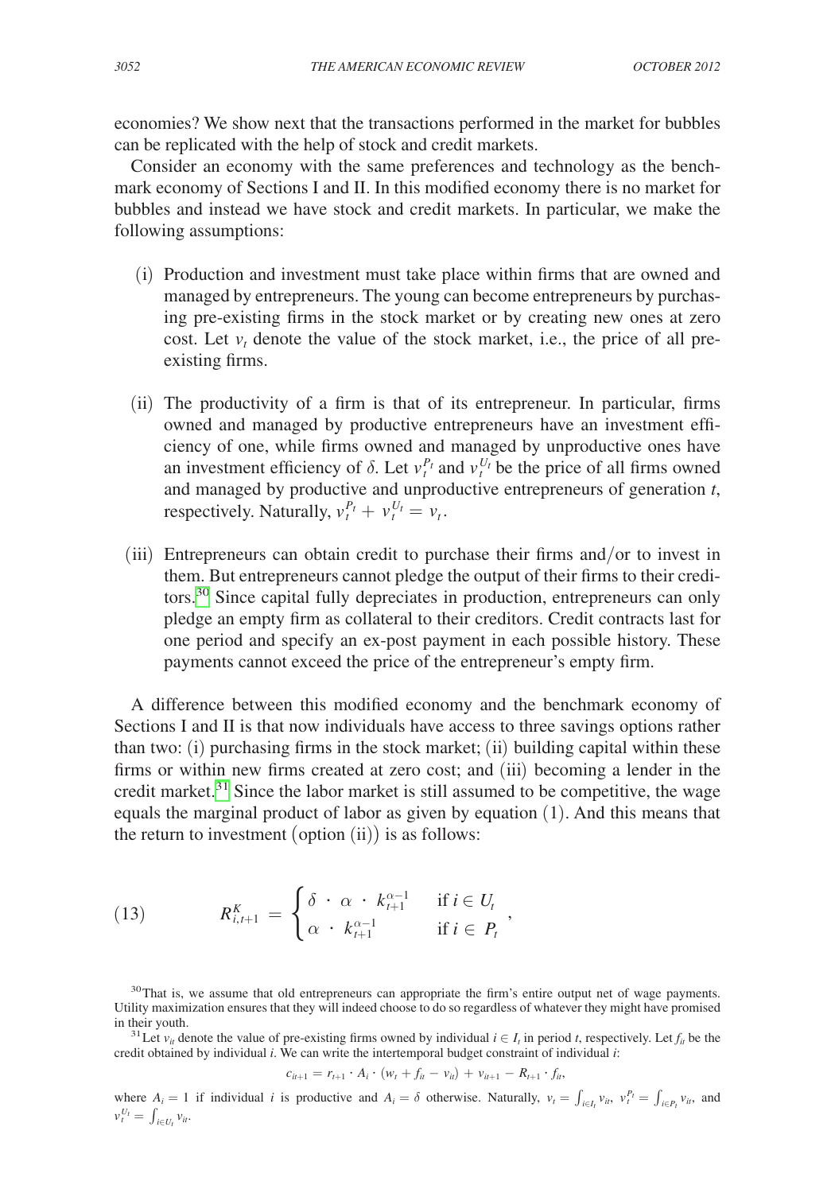economies? We show next that the transactions performed in the market for bubbles can be replicated with the help of stock and credit markets.

Consider an economy with the same preferences and technology as the benchmark economy of Sections I and II. In this modified economy there is no market for bubbles and instead we have stock and credit markets. In particular, we make the following assumptions:

(i) Production and investment must take place within firms that are owned and managed by entrepreneurs. The young can become entrepreneurs by purchasing pre-existing firms in the stock market or by creating new ones at zero cost. Let $v_t$ denote the value of the stock market, i.e., the price of all pre-existing firms.

(ii) The productivity of a firm is that of its entrepreneur. In particular, firms owned and managed by productive entrepreneurs have an investment efficiency of one, while firms owned and managed by unproductive ones have an investment efficiency of $\delta$. Let $v_t^{P_t}$ and $v_t^{U_t}$ be the price of all firms owned and managed by productive and unproductive entrepreneurs of generation $t$, respectively. Naturally, $v_t^{P_t} + v_t^{U_t} = v_t$.

(iii) Entrepreneurs can obtain credit to purchase their firms and/or to invest in them. But entrepreneurs cannot pledge the output of their firms to their creditors.[30] Since capital fully depreciates in production, entrepreneurs can only pledge an empty firm as collateral to their creditors. Credit contracts last for one period and specify an ex-post payment in each possible history. These payments cannot exceed the price of the entrepreneur's empty firm.

A difference between this modified economy and the benchmark economy of Sections I and II is that now individuals have access to three savings options rather than two: (i) purchasing firms in the stock market; (ii) building capital within these firms or within new firms created at zero cost; and (iii) becoming a lender in the credit market.[31] Since the labor market is still assumed to be competitive, the wage equals the marginal product of labor as given by equation (1). And this means that the return to investment (option (ii)) is as follows:

$$R_{i,t+1}^{K} = \begin{cases} \delta \cdot \alpha \cdot k_{t+1}^{\alpha-1} & \text{if } i \in U_t \\ \alpha \cdot k_{t+1}^{\alpha-1} & \text{if } i \in P_t \end{cases}, \tag{13}$$

[30] That is, we assume that old entrepreneurs can appropriate the firm's entire output net of wage payments. Utility maximization ensures that they will indeed choose to do so regardless of whatever they might have promised in their youth.

[31] Let $v_{it}$ denote the value of pre-existing firms owned by individual $i \in I_t$ in period $t$, respectively. Let $f_{it}$ be the credit obtained by individual $i$. We can write the intertemporal budget constraint of individual $i$:

$$c_{it+1} = r_{t+1} \cdot A_i \cdot (w_t + f_{it} - v_{it}) + v_{it+1} - R_{t+1} \cdot f_{it},$$

where $A_i = 1$ if individual $i$ is productive and $A_i = \delta$ otherwise. Naturally, $v_t = \int_{i \in I_t} v_{it}$, $v_t^{P_t} = \int_{i \in P_t} v_{it}$, and $v_t^{U_t} = \int_{i \in U_t} v_{it}$.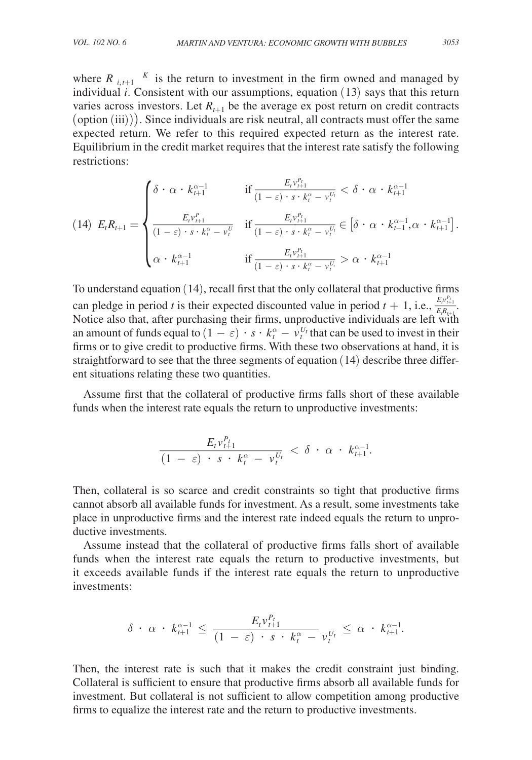where $R_{i,t+1}^{K}$ is the return to investment in the firm owned and managed by individual $i$. Consistent with our assumptions, equation (13) says that this return varies across investors. Let $R_{t+1}$ be the average ex post return on credit contracts (option (iii))). Since individuals are risk neutral, all contracts must offer the same expected return. We refer to this required expected return as the interest rate. Equilibrium in the credit market requires that the interest rate satisfy the following restrictions:

$$
(14)\quad E_t R_{t+1} = \begin{cases} \delta \cdot \alpha \cdot k_{t+1}^{\alpha-1} & \text{if } \dfrac{E_t v_{t+1}^{P_t}}{(1-\varepsilon)\cdot s \cdot k_t^{\alpha} - v_t^{U_t}} < \delta \cdot \alpha \cdot k_{t+1}^{\alpha-1} \\[2ex] \dfrac{E_t v_{t+1}^{P}}{(1-\varepsilon)\cdot s \cdot k_t^{\alpha} - v_t^{U}} & \text{if } \dfrac{E_t v_{t+1}^{P_t}}{(1-\varepsilon)\cdot s \cdot k_t^{\alpha} - v_t^{U_t}} \in \left[\delta \cdot \alpha \cdot k_{t+1}^{\alpha-1}, \alpha \cdot k_{t+1}^{\alpha-1}\right]. \\[2ex] \alpha \cdot k_{t+1}^{\alpha-1} & \text{if } \dfrac{E_t v_{t+1}^{P_t}}{(1-\varepsilon)\cdot s \cdot k_t^{\alpha} - v_t^{U_t}} > \alpha \cdot k_{t+1}^{\alpha-1} \end{cases}
$$

To understand equation (14), recall first that the only collateral that productive firms can pledge in period $t$ is their expected discounted value in period $t+1$, i.e., $\frac{E_t v_{t+1}^{P_t}}{E_t R_{t+1}}$. Notice also that, after purchasing their firms, unproductive individuals are left with an amount of funds equal to $(1-\varepsilon)\cdot s \cdot k_t^{\alpha} - v_t^{U_t}$ that can be used to invest in their firms or to give credit to productive firms. With these two observations at hand, it is straightforward to see that the three segments of equation (14) describe three different situations relating these two quantities.

Assume first that the collateral of productive firms falls short of these available funds when the interest rate equals the return to unproductive investments:

$$
\frac{E_t v_{t+1}^{P_t}}{(1-\varepsilon)\cdot s \cdot k_t^{\alpha} - v_t^{U_t}} < \delta \cdot \alpha \cdot k_{t+1}^{\alpha-1}.
$$

Then, collateral is so scarce and credit constraints so tight that productive firms cannot absorb all available funds for investment. As a result, some investments take place in unproductive firms and the interest rate indeed equals the return to unproductive investments.

Assume instead that the collateral of productive firms falls short of available funds when the interest rate equals the return to productive investments, but it exceeds available funds if the interest rate equals the return to unproductive investments:

$$
\delta \cdot \alpha \cdot k_{t+1}^{\alpha-1} \leq \frac{E_t v_{t+1}^{P_t}}{(1-\varepsilon)\cdot s \cdot k_t^{\alpha} - v_t^{U_t}} \leq \alpha \cdot k_{t+1}^{\alpha-1}.
$$

Then, the interest rate is such that it makes the credit constraint just binding. Collateral is sufficient to ensure that productive firms absorb all available funds for investment. But collateral is not sufficient to allow competition among productive firms to equalize the interest rate and the return to productive investments.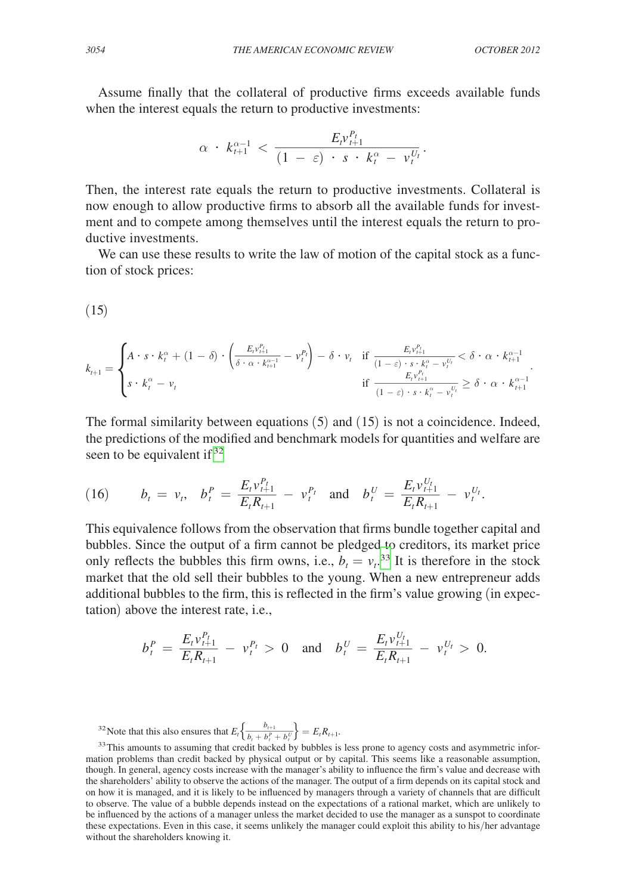Assume finally that the collateral of productive firms exceeds available funds when the interest equals the return to productive investments:

$$\alpha \cdot k_{t+1}^{\alpha-1} < \frac{E_t v_{t+1}^{P_t}}{(1-\varepsilon) \cdot s \cdot k_t^{\alpha} - v_t^{U_t}}.$$

Then, the interest rate equals the return to productive investments. Collateral is now enough to allow productive firms to absorb all the available funds for investment and to compete among themselves until the interest equals the return to productive investments.

We can use these results to write the law of motion of the capital stock as a function of stock prices:

(15)

$$k_{t+1} = \begin{cases} A \cdot s \cdot k_t^{\alpha} + (1-\delta) \cdot \left( \frac{E_t v_{t+1}^{P_t}}{\delta \cdot \alpha \cdot k_{t+1}^{\alpha-1}} - v_t^{P_t} \right) - \delta \cdot v_t & \text{if } \frac{E_t v_{t+1}^{P_t}}{(1-\varepsilon) \cdot s \cdot k_t^{\alpha} - v_t^{U_t}} < \delta \cdot \alpha \cdot k_{t+1}^{\alpha-1} \\ s \cdot k_t^{\alpha} - v_t & \text{if } \frac{E_t v_{t+1}^{P_t}}{(1-\varepsilon) \cdot s \cdot k_t^{\alpha} - v_t^{U_t}} \geq \delta \cdot \alpha \cdot k_{t+1}^{\alpha-1} \end{cases}.$$

The formal similarity between equations (5) and (15) is not a coincidence. Indeed, the predictions of the modified and benchmark models for quantities and welfare are seen to be equivalent if[32]

$$(16) \qquad b_t = v_t, \quad b_t^P = \frac{E_t v_{t+1}^{P_t}}{E_t R_{t+1}} - v_t^{P_t} \quad \text{and} \quad b_t^U = \frac{E_t v_{t+1}^{U_t}}{E_t R_{t+1}} - v_t^{U_t}.$$

This equivalence follows from the observation that firms bundle together capital and bubbles. Since the output of a firm cannot be pledged to creditors, its market price only reflects the bubbles this firm owns, i.e., $b_t = v_t$.[33] It is therefore in the stock market that the old sell their bubbles to the young. When a new entrepreneur adds additional bubbles to the firm, this is reflected in the firm's value growing (in expectation) above the interest rate, i.e.,

$$b_t^P = \frac{E_t v_{t+1}^{P_t}}{E_t R_{t+1}} - v_t^{P_t} > 0 \quad \text{and} \quad b_t^U = \frac{E_t v_{t+1}^{U_t}}{E_t R_{t+1}} - v_t^{U_t} > 0.$$

[32] Note that this also ensures that $E_t\left\{\frac{b_{t+1}}{b_t + b_t^P + b_t^U}\right\} = E_t R_{t+1}$.

[33] This amounts to assuming that credit backed by bubbles is less prone to agency costs and asymmetric information problems than credit backed by physical output or by capital. This seems like a reasonable assumption, though. In general, agency costs increase with the manager's ability to influence the firm's value and decrease with the shareholders' ability to observe the actions of the manager. The output of a firm depends on its capital stock and on how it is managed, and it is likely to be influenced by managers through a variety of channels that are difficult to observe. The value of a bubble depends instead on the expectations of a rational market, which are unlikely to be influenced by the actions of a manager unless the market decided to use the manager as a sunspot to coordinate these expectations. Even in this case, it seems unlikely the manager could exploit this ability to his/her advantage without the shareholders knowing it.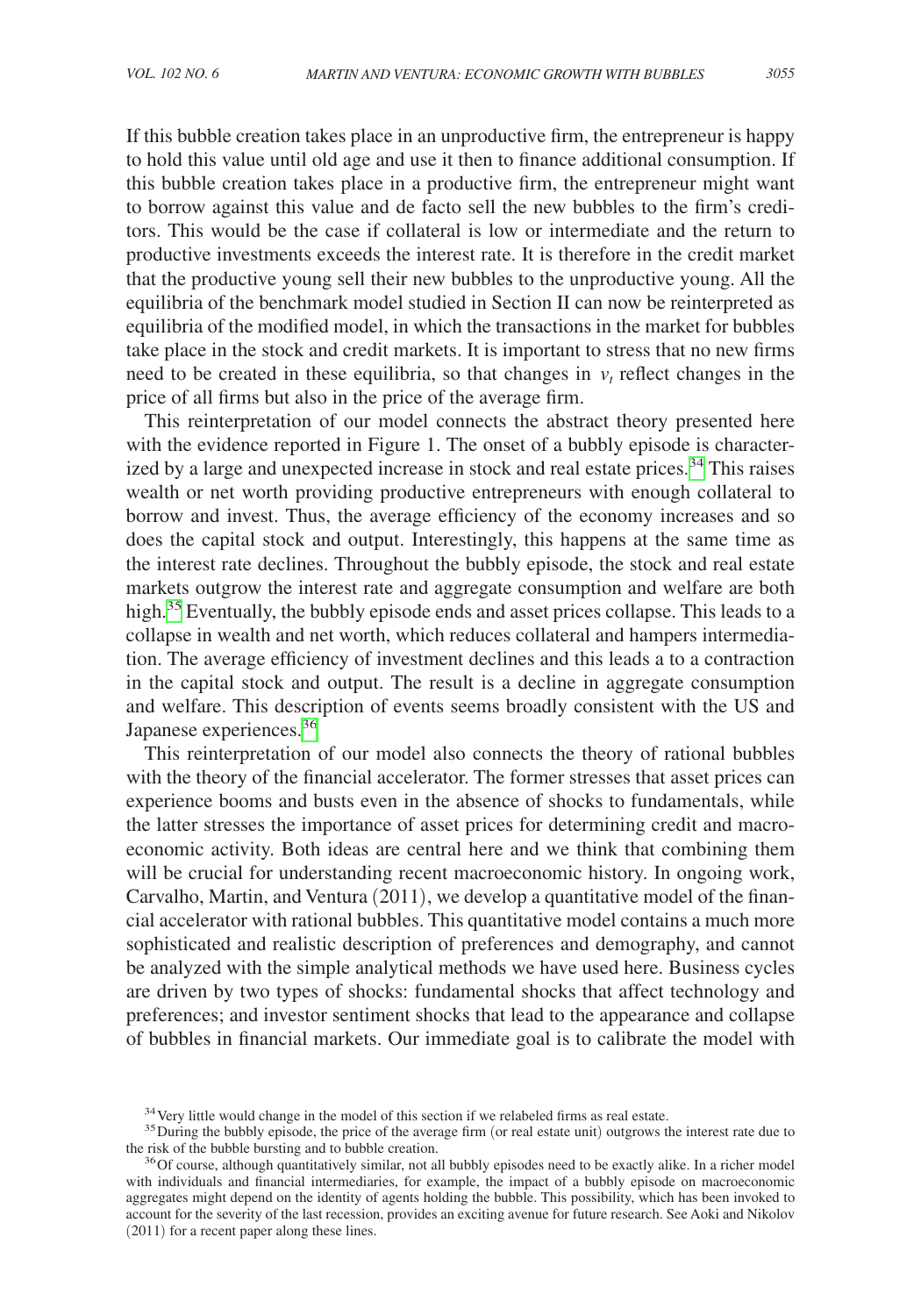If this bubble creation takes place in an unproductive firm, the entrepreneur is happy to hold this value until old age and use it then to finance additional consumption. If this bubble creation takes place in a productive firm, the entrepreneur might want to borrow against this value and de facto sell the new bubbles to the firm's creditors. This would be the case if collateral is low or intermediate and the return to productive investments exceeds the interest rate. It is therefore in the credit market that the productive young sell their new bubbles to the unproductive young. All the equilibria of the benchmark model studied in Section II can now be reinterpreted as equilibria of the modified model, in which the transactions in the market for bubbles take place in the stock and credit markets. It is important to stress that no new firms need to be created in these equilibria, so that changes in $v_t$ reflect changes in the price of all firms but also in the price of the average firm.

This reinterpretation of our model connects the abstract theory presented here with the evidence reported in Figure 1. The onset of a bubbly episode is characterized by a large and unexpected increase in stock and real estate prices.[34] This raises wealth or net worth providing productive entrepreneurs with enough collateral to borrow and invest. Thus, the average efficiency of the economy increases and so does the capital stock and output. Interestingly, this happens at the same time as the interest rate declines. Throughout the bubbly episode, the stock and real estate markets outgrow the interest rate and aggregate consumption and welfare are both high.[35] Eventually, the bubbly episode ends and asset prices collapse. This leads to a collapse in wealth and net worth, which reduces collateral and hampers intermediation. The average efficiency of investment declines and this leads a to a contraction in the capital stock and output. The result is a decline in aggregate consumption and welfare. This description of events seems broadly consistent with the US and Japanese experiences.[36]

This reinterpretation of our model also connects the theory of rational bubbles with the theory of the financial accelerator. The former stresses that asset prices can experience booms and busts even in the absence of shocks to fundamentals, while the latter stresses the importance of asset prices for determining credit and macroeconomic activity. Both ideas are central here and we think that combining them will be crucial for understanding recent macroeconomic history. In ongoing work, Carvalho, Martin, and Ventura (2011), we develop a quantitative model of the financial accelerator with rational bubbles. This quantitative model contains a much more sophisticated and realistic description of preferences and demography, and cannot be analyzed with the simple analytical methods we have used here. Business cycles are driven by two types of shocks: fundamental shocks that affect technology and preferences; and investor sentiment shocks that lead to the appearance and collapse of bubbles in financial markets. Our immediate goal is to calibrate the model with

[34] Very little would change in the model of this section if we relabeled firms as real estate.

[35] During the bubbly episode, the price of the average firm (or real estate unit) outgrows the interest rate due to the risk of the bubble bursting and to bubble creation.

[36] Of course, although quantitatively similar, not all bubbly episodes need to be exactly alike. In a richer model with individuals and financial intermediaries, for example, the impact of a bubbly episode on macroeconomic aggregates might depend on the identity of agents holding the bubble. This possibility, which has been invoked to account for the severity of the last recession, provides an exciting avenue for future research. See Aoki and Nikolov (2011) for a recent paper along these lines.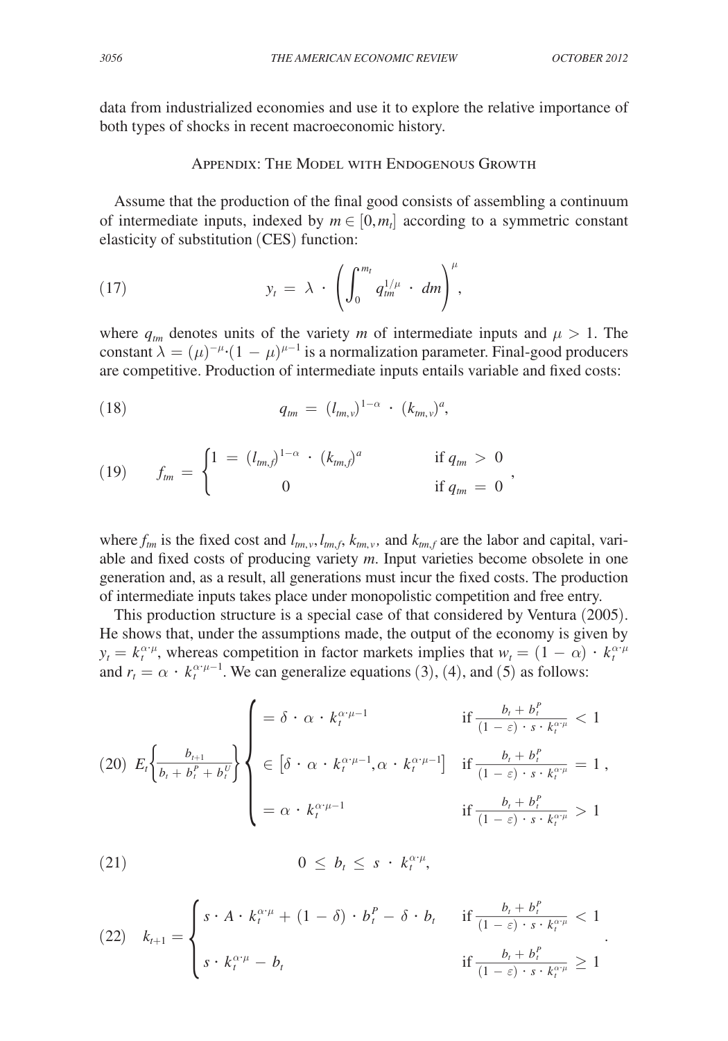data from industrialized economies and use it to explore the relative importance of both types of shocks in recent macroeconomic history.

## Appendix: The Model with Endogenous Growth

Assume that the production of the final good consists of assembling a continuum of intermediate inputs, indexed by $m \in [0, m_t]$ according to a symmetric constant elasticity of substitution (CES) function:

$$y_t = \lambda \cdot \left( \int_0^{m_t} q_{tm}^{1/\mu} \cdot dm \right)^{\mu}, \tag{17}$$

where $q_{tm}$ denotes units of the variety $m$ of intermediate inputs and $\mu > 1$. The constant $\lambda = (\mu)^{-\mu} \cdot (1 - \mu)^{\mu - 1}$ is a normalization parameter. Final-good producers are competitive. Production of intermediate inputs entails variable and fixed costs:

$$q_{tm} = (l_{tm,v})^{1-\alpha} \cdot (k_{tm,v})^{a}, \tag{18}$$

$$f_{tm} = \begin{cases} 1 = (l_{tm,f})^{1-\alpha} \cdot (k_{tm,f})^{a} & \text{if } q_{tm} > 0 \\ 0 & \text{if } q_{tm} = 0 \end{cases}, \tag{19}$$

where $f_{tm}$ is the fixed cost and $l_{tm,v}, l_{tm,f}, k_{tm,v}$, and $k_{tm,f}$ are the labor and capital, variable and fixed costs of producing variety $m$. Input varieties become obsolete in one generation and, as a result, all generations must incur the fixed costs. The production of intermediate inputs takes place under monopolistic competition and free entry.

This production structure is a special case of that considered by Ventura (2005). He shows that, under the assumptions made, the output of the economy is given by $y_t = k_t^{\alpha \cdot \mu}$, whereas competition in factor markets implies that $w_t = (1 - \alpha) \cdot k_t^{\alpha \cdot \mu}$ and $r_t = \alpha \cdot k_t^{\alpha \cdot \mu - 1}$. We can generalize equations (3), (4), and (5) as follows:

$$E_t\left\{\frac{b_{t+1}}{b_t + b_t^P + b_t^U}\right\} \begin{cases} = \delta \cdot \alpha \cdot k_t^{\alpha \cdot \mu - 1} & \text{if } \frac{b_t + b_t^P}{(1-\varepsilon) \cdot s \cdot k_t^{\alpha \cdot \mu}} < 1 \\ \in \left[\delta \cdot \alpha \cdot k_t^{\alpha \cdot \mu - 1}, \alpha \cdot k_t^{\alpha \cdot \mu - 1}\right] & \text{if } \frac{b_t + b_t^P}{(1-\varepsilon) \cdot s \cdot k_t^{\alpha \cdot \mu}} = 1 \\ = \alpha \cdot k_t^{\alpha \cdot \mu - 1} & \text{if } \frac{b_t + b_t^P}{(1-\varepsilon) \cdot s \cdot k_t^{\alpha \cdot \mu}} > 1 \end{cases}, \tag{20}$$

$$0 \le b_t \le s \cdot k_t^{\alpha \cdot \mu}, \tag{21}$$

$$k_{t+1} = \begin{cases} s \cdot A \cdot k_t^{\alpha \cdot \mu} + (1 - \delta) \cdot b_t^P - \delta \cdot b_t & \text{if } \frac{b_t + b_t^P}{(1-\varepsilon) \cdot s \cdot k_t^{\alpha \cdot \mu}} < 1 \\ s \cdot k_t^{\alpha \cdot \mu} - b_t & \text{if } \frac{b_t + b_t^P}{(1-\varepsilon) \cdot s \cdot k_t^{\alpha \cdot \mu}} \ge 1 \end{cases}. \tag{22}$$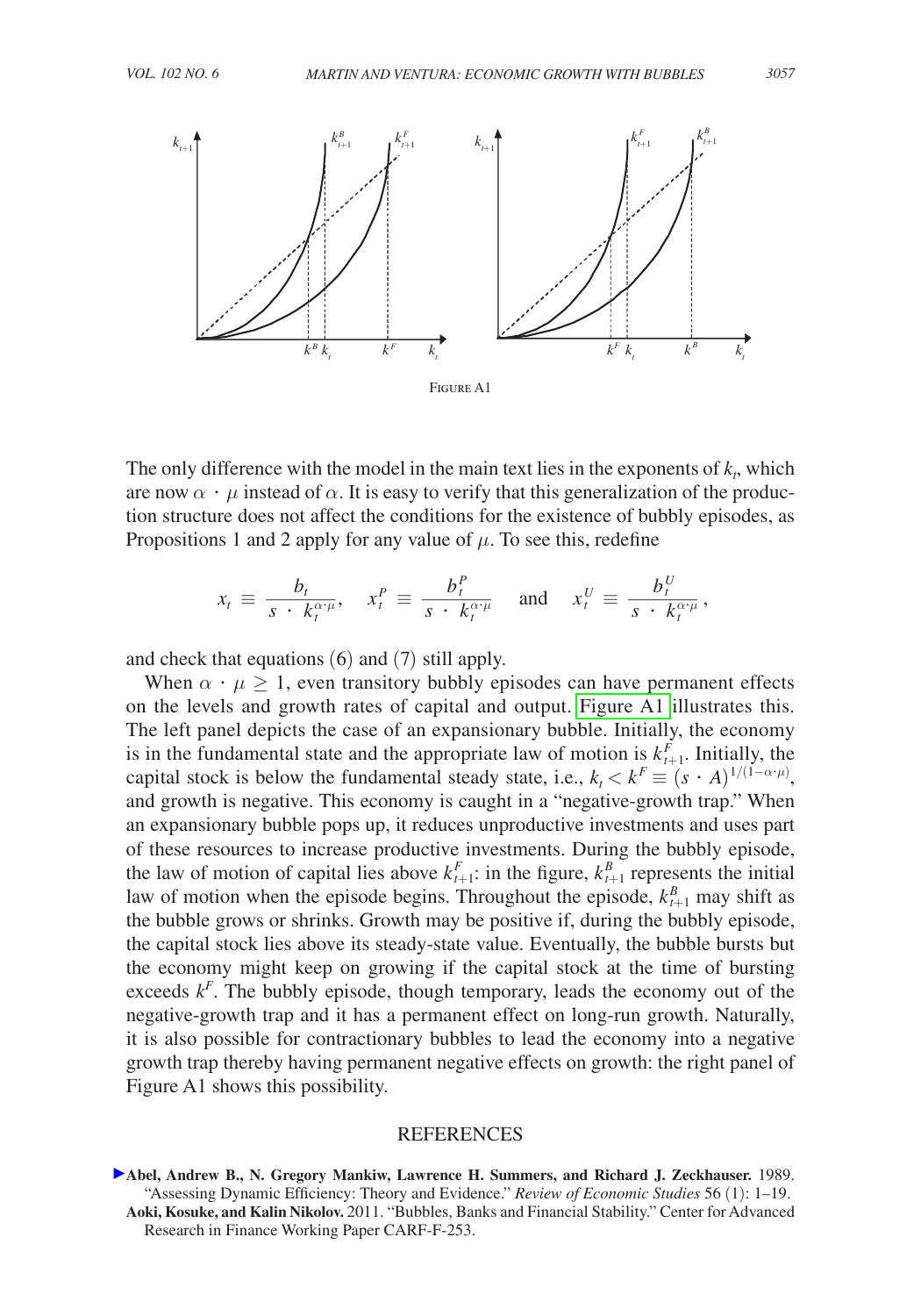$k_{t+1}$ $k_{t+1}^B$ $k_{t+1}^F$ $k^B$ $k_t$ $k^F$ $k_t$

$k_{t+1}$ $k_{t+1}^F$ $k_{t+1}^B$ $k^F$ $k_t$ $k^B$ $k_t$

Figure A1

The only difference with the model in the main text lies in the exponents of $k_t$, which are now $\alpha \cdot \mu$ instead of $\alpha$. It is easy to verify that this generalization of the production structure does not affect the conditions for the existence of bubbly episodes, as Propositions 1 and 2 apply for any value of $\mu$. To see this, redefine

$$x_t \equiv \frac{b_t}{s \cdot k_t^{\alpha \cdot \mu}}, \quad x_t^P \equiv \frac{b_t^P}{s \cdot k_t^{\alpha \cdot \mu}} \quad \text{and} \quad x_t^U \equiv \frac{b_t^U}{s \cdot k_t^{\alpha \cdot \mu}},$$

and check that equations (6) and (7) still apply.

When $\alpha \cdot \mu \geq 1$, even transitory bubbly episodes can have permanent effects on the levels and growth rates of capital and output. Figure A1 illustrates this. The left panel depicts the case of an expansionary bubble. Initially, the economy is in the fundamental state and the appropriate law of motion is $k_{t+1}^F$. Initially, the capital stock is below the fundamental steady state, i.e., $k_t < k^F \equiv (s \cdot A)^{1/(1-\alpha \cdot \mu)}$, and growth is negative. This economy is caught in a "negative-growth trap." When an expansionary bubble pops up, it reduces unproductive investments and uses part of these resources to increase productive investments. During the bubbly episode, the law of motion of capital lies above $k_{t+1}^F$: in the figure, $k_{t+1}^B$ represents the initial law of motion when the episode begins. Throughout the episode, $k_{t+1}^B$ may shift as the bubble grows or shrinks. Growth may be positive if, during the bubbly episode, the capital stock lies above its steady-state value. Eventually, the bubble bursts but the economy might keep on growing if the capital stock at the time of bursting exceeds $k^F$. The bubbly episode, though temporary, leads the economy out of the negative-growth trap and it has a permanent effect on long-run growth. Naturally, it is also possible for contractionary bubbles to lead the economy into a negative growth trap thereby having permanent negative effects on growth: the right panel of Figure A1 shows this possibility.

## References

**Abel, Andrew B., N. Gregory Mankiw, Lawrence H. Summers, and Richard J. Zeckhauser.** 1989. "Assessing Dynamic Efficiency: Theory and Evidence." *Review of Economic Studies* 56 (1): 1–19.

**Aoki, Kosuke, and Kalin Nikolov.** 2011. "Bubbles, Banks and Financial Stability." Center for Advanced Research in Finance Working Paper CARF-F-253.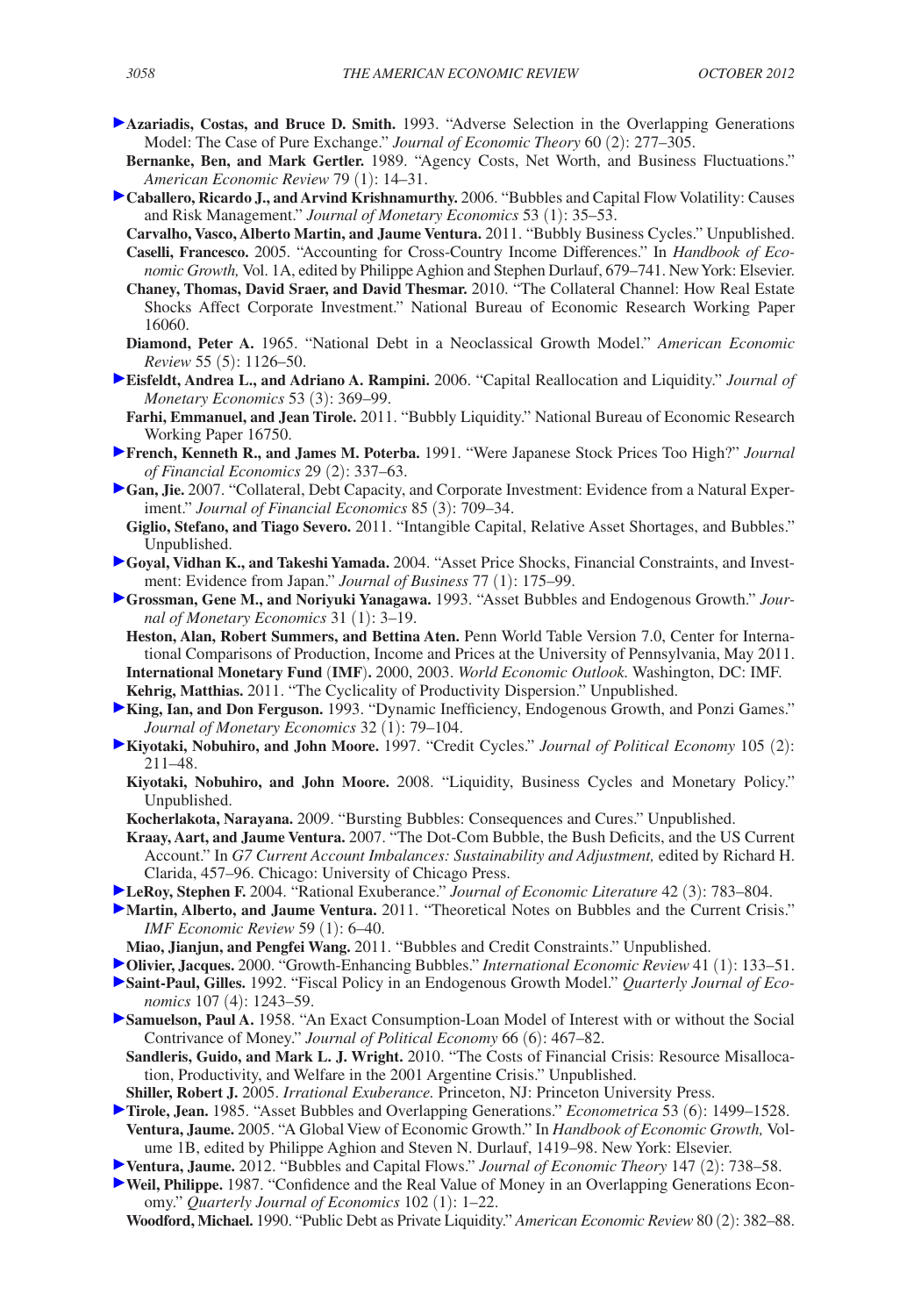**Azariadis, Costas, and Bruce D. Smith.** 1993. "Adverse Selection in the Overlapping Generations Model: The Case of Pure Exchange." *Journal of Economic Theory* 60 (2): 277–305.

**Bernanke, Ben, and Mark Gertler.** 1989. "Agency Costs, Net Worth, and Business Fluctuations." *American Economic Review* 79 (1): 14–31.

**Caballero, Ricardo J., and Arvind Krishnamurthy.** 2006. "Bubbles and Capital Flow Volatility: Causes and Risk Management." *Journal of Monetary Economics* 53 (1): 35–53.

**Carvalho, Vasco, Alberto Martin, and Jaume Ventura.** 2011. "Bubbly Business Cycles." Unpublished.

**Caselli, Francesco.** 2005. "Accounting for Cross-Country Income Differences." In *Handbook of Economic Growth,* Vol. 1A, edited by Philippe Aghion and Stephen Durlauf, 679–741. New York: Elsevier.

**Chaney, Thomas, David Sraer, and David Thesmar.** 2010. "The Collateral Channel: How Real Estate Shocks Affect Corporate Investment." National Bureau of Economic Research Working Paper 16060.

**Diamond, Peter A.** 1965. "National Debt in a Neoclassical Growth Model." *American Economic Review* 55 (5): 1126–50.

**Eisfeldt, Andrea L., and Adriano A. Rampini.** 2006. "Capital Reallocation and Liquidity." *Journal of Monetary Economics* 53 (3): 369–99.

**Farhi, Emmanuel, and Jean Tirole.** 2011. "Bubbly Liquidity." National Bureau of Economic Research Working Paper 16750.

**French, Kenneth R., and James M. Poterba.** 1991. "Were Japanese Stock Prices Too High?" *Journal of Financial Economics* 29 (2): 337–63.

**Gan, Jie.** 2007. "Collateral, Debt Capacity, and Corporate Investment: Evidence from a Natural Experiment." *Journal of Financial Economics* 85 (3): 709–34.

**Giglio, Stefano, and Tiago Severo.** 2011. "Intangible Capital, Relative Asset Shortages, and Bubbles." Unpublished.

**Goyal, Vidhan K., and Takeshi Yamada.** 2004. "Asset Price Shocks, Financial Constraints, and Investment: Evidence from Japan." *Journal of Business* 77 (1): 175–99.

**Grossman, Gene M., and Noriyuki Yanagawa.** 1993. "Asset Bubbles and Endogenous Growth." *Journal of Monetary Economics* 31 (1): 3–19.

**Heston, Alan, Robert Summers, and Bettina Aten.** Penn World Table Version 7.0, Center for International Comparisons of Production, Income and Prices at the University of Pennsylvania, May 2011.

**International Monetary Fund (IMF).** 2000, 2003. *World Economic Outlook.* Washington, DC: IMF.

**Kehrig, Matthias.** 2011. "The Cyclicality of Productivity Dispersion." Unpublished.

**King, Ian, and Don Ferguson.** 1993. "Dynamic Inefficiency, Endogenous Growth, and Ponzi Games." *Journal of Monetary Economics* 32 (1): 79–104.

**Kiyotaki, Nobuhiro, and John Moore.** 1997. "Credit Cycles." *Journal of Political Economy* 105 (2): 211–48.

**Kiyotaki, Nobuhiro, and John Moore.** 2008. "Liquidity, Business Cycles and Monetary Policy." Unpublished.

**Kocherlakota, Narayana.** 2009. "Bursting Bubbles: Consequences and Cures." Unpublished.

**Kraay, Aart, and Jaume Ventura.** 2007. "The Dot-Com Bubble, the Bush Deficits, and the US Current Account." In *G7 Current Account Imbalances: Sustainability and Adjustment,* edited by Richard H. Clarida, 457–96. Chicago: University of Chicago Press.

**LeRoy, Stephen F.** 2004. "Rational Exuberance." *Journal of Economic Literature* 42 (3): 783–804.

**Martin, Alberto, and Jaume Ventura.** 2011. "Theoretical Notes on Bubbles and the Current Crisis." *IMF Economic Review* 59 (1): 6–40.

**Miao, Jianjun, and Pengfei Wang.** 2011. "Bubbles and Credit Constraints." Unpublished.

**Olivier, Jacques.** 2000. "Growth-Enhancing Bubbles." *International Economic Review* 41 (1): 133–51.

**Saint-Paul, Gilles.** 1992. "Fiscal Policy in an Endogenous Growth Model." *Quarterly Journal of Economics* 107 (4): 1243–59.

**Samuelson, Paul A.** 1958. "An Exact Consumption-Loan Model of Interest with or without the Social Contrivance of Money." *Journal of Political Economy* 66 (6): 467–82.

**Sandleris, Guido, and Mark L. J. Wright.** 2010. "The Costs of Financial Crisis: Resource Misallocation, Productivity, and Welfare in the 2001 Argentine Crisis." Unpublished.

**Shiller, Robert J.** 2005. *Irrational Exuberance.* Princeton, NJ: Princeton University Press.

**Tirole, Jean.** 1985. "Asset Bubbles and Overlapping Generations." *Econometrica* 53 (6): 1499–1528.

**Ventura, Jaume.** 2005. "A Global View of Economic Growth." In *Handbook of Economic Growth,* Volume 1B, edited by Philippe Aghion and Steven N. Durlauf, 1419–98. New York: Elsevier.

**Ventura, Jaume.** 2012. "Bubbles and Capital Flows." *Journal of Economic Theory* 147 (2): 738–58.

**Weil, Philippe.** 1987. "Confidence and the Real Value of Money in an Overlapping Generations Economy." *Quarterly Journal of Economics* 102 (1): 1–22.

**Woodford, Michael.** 1990. "Public Debt as Private Liquidity." *American Economic Review* 80 (2): 382–88.